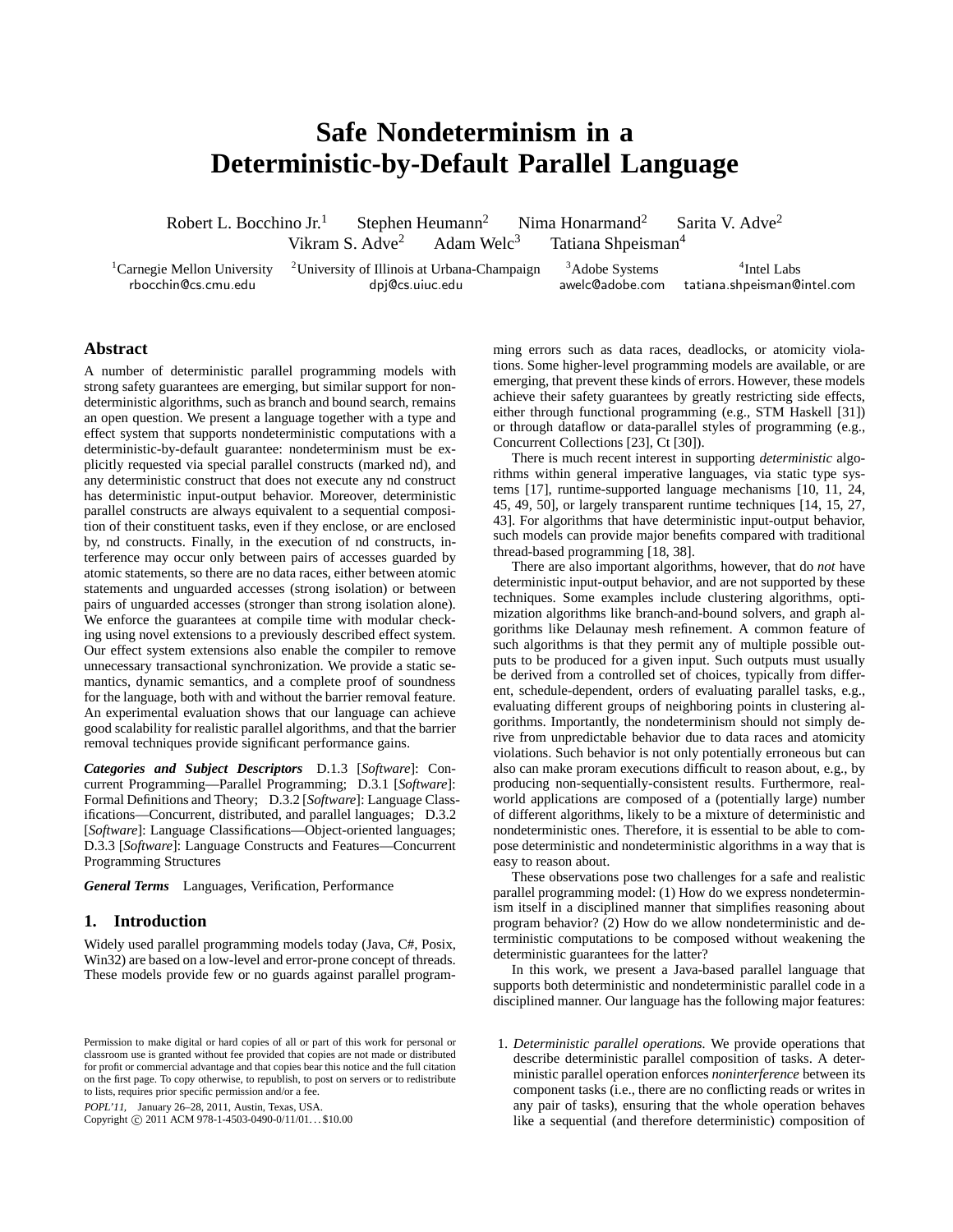# Safe Nondeterminism in a Deterministic-by-Default Parallel Language

Robert L. Bocchino Jr.[1] Stephen Heumann[2] Nima Honarmand[2] Sarita V. Adve[2] Vikram S. Adve[2] Adam Welc[3] Tatiana Shpeisman[4]

[1]Carnegie Mellon University rbocchin@cs.cmu.edu [2]University of Illinois at Urbana-Champaign dpj@cs.uiuc.edu [3]Adobe Systems awelc@adobe.com [4]Intel Labs tatiana.shpeisman@intel.com

## Abstract

A number of deterministic parallel programming models with strong safety guarantees are emerging, but similar support for nondeterministic algorithms, such as branch and bound search, remains an open question. We present a language together with a type and effect system that supports nondeterministic computations with a deterministic-by-default guarantee: nondeterminism must be explicitly requested via special parallel constructs (marked nd), and any deterministic construct that does not execute any nd construct has deterministic input-output behavior. Moreover, deterministic parallel constructs are always equivalent to a sequential composition of their constituent tasks, even if they enclose, or are enclosed by, nd constructs. Finally, in the execution of nd constructs, interference may occur only between pairs of accesses guarded by atomic statements, so there are no data races, either between atomic statements and unguarded accesses (strong isolation) or between pairs of unguarded accesses (stronger than strong isolation alone). We enforce the guarantees at compile time with modular checking using novel extensions to a previously described effect system. Our effect system extensions also enable the compiler to remove unnecessary transactional synchronization. We provide a static semantics, dynamic semantics, and a complete proof of soundness for the language, both with and without the barrier removal feature. An experimental evaluation shows that our language can achieve good scalability for realistic parallel algorithms, and that the barrier removal techniques provide significant performance gains.

***Categories and Subject Descriptors*** D.1.3 [*Software*]: Concurrent Programming—Parallel Programming; D.3.1 [*Software*]: Formal Definitions and Theory; D.3.2 [*Software*]: Language Classifications—Concurrent, distributed, and parallel languages; D.3.2 [*Software*]: Language Classifications—Object-oriented languages; D.3.3 [*Software*]: Language Constructs and Features—Concurrent Programming Structures

***General Terms*** Languages, Verification, Performance

## 1. Introduction

Widely used parallel programming models today (Java, C#, Posix, Win32) are based on a low-level and error-prone concept of threads. These models provide few or no guards against parallel programming errors such as data races, deadlocks, or atomicity violations. Some higher-level programming models are available, or are emerging, that prevent these kinds of errors. However, these models achieve their safety guarantees by greatly restricting side effects, either through functional programming (e.g., STM Haskell [31]) or through dataflow or data-parallel styles of programming (e.g., Concurrent Collections [23], Ct [30]).

There is much recent interest in supporting *deterministic* algorithms within general imperative languages, via static type systems [17], runtime-supported language mechanisms [10, 11, 24, 45, 49, 50], or largely transparent runtime techniques [14, 15, 27, 43]. For algorithms that have deterministic input-output behavior, such models can provide major benefits compared with traditional thread-based programming [18, 38].

There are also important algorithms, however, that do *not* have deterministic input-output behavior, and are not supported by these techniques. Some examples include clustering algorithms, optimization algorithms like branch-and-bound solvers, and graph algorithms like Delaunay mesh refinement. A common feature of such algorithms is that they permit any of multiple possible outputs to be produced for a given input. Such outputs must usually be derived from a controlled set of choices, typically from different, schedule-dependent, orders of evaluating parallel tasks, e.g., evaluating different groups of neighboring points in clustering algorithms. Importantly, the nondeterminism should not simply derive from unpredictable behavior due to data races and atomicity violations. Such behavior is not only potentially erroneous but can also can make proram executions difficult to reason about, e.g., by producing non-sequentially-consistent results. Furthermore, real-world applications are composed of a (potentially large) number of different algorithms, likely to be a mixture of deterministic and nondeterministic ones. Therefore, it is essential to be able to compose deterministic and nondeterministic algorithms in a way that is easy to reason about.

These observations pose two challenges for a safe and realistic parallel programming model: (1) How do we express nondeterminism itself in a disciplined manner that simplifies reasoning about program behavior? (2) How do we allow nondeterministic and deterministic computations to be composed without weakening the deterministic guarantees for the latter?

In this work, we present a Java-based parallel language that supports both deterministic and nondeterministic parallel code in a disciplined manner. Our language has the following major features:

1. *Deterministic parallel operations.* We provide operations that describe deterministic parallel composition of tasks. A deterministic parallel operation enforces *noninterference* between its component tasks (i.e., there are no conflicting reads or writes in any pair of tasks), ensuring that the whole operation behaves like a sequential (and therefore deterministic) composition of

Permission to make digital or hard copies of all or part of this work for personal or classroom use is granted without fee provided that copies are not made or distributed for profit or commercial advantage and that copies bear this notice and the full citation on the first page. To copy otherwise, to republish, to post on servers or to redistribute to lists, requires prior specific permission and/or a fee.

*POPL'11,* January 26–28, 2011, Austin, Texas, USA.
Copyright © 2011 ACM 978-1-4503-0490-0/11/01... $10.00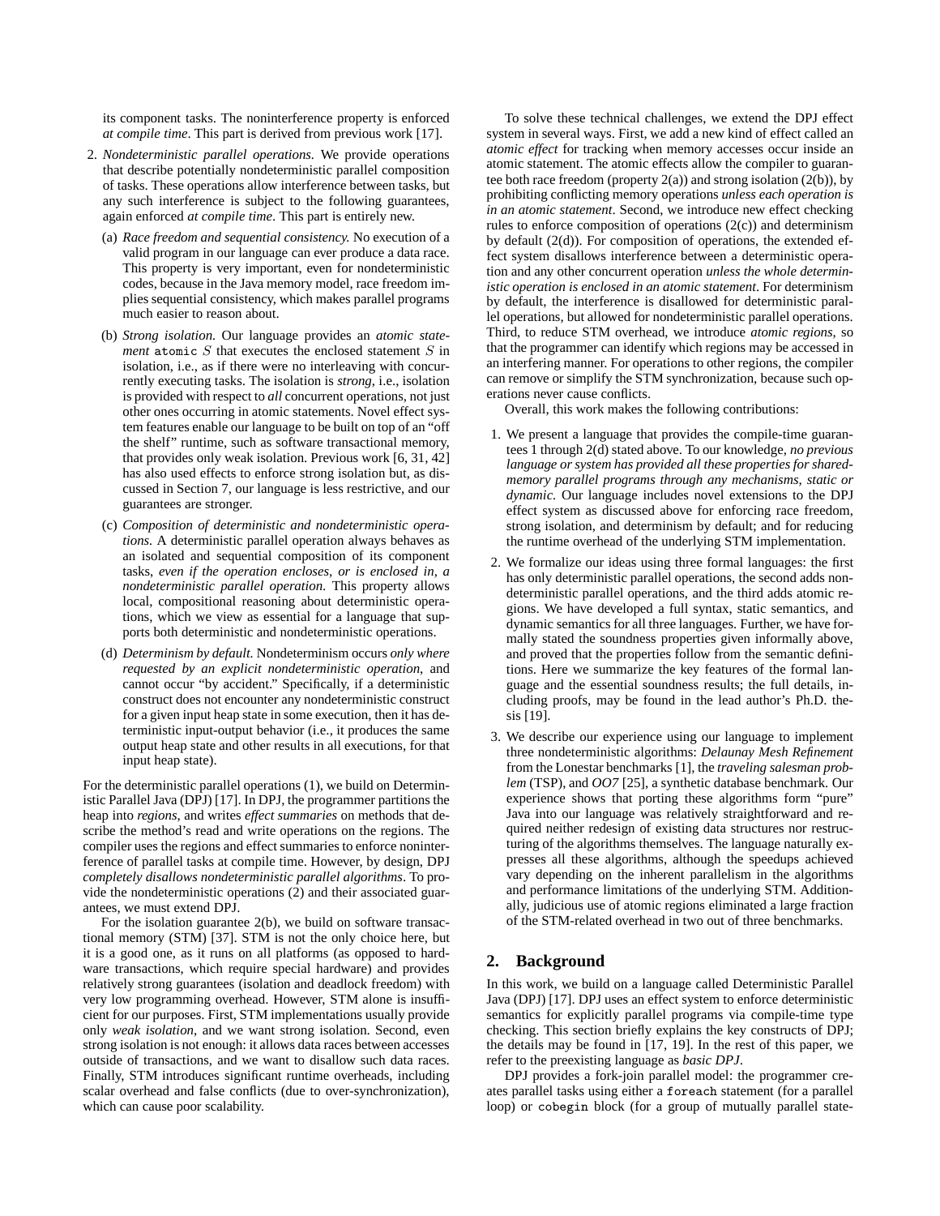its component tasks. The noninterference property is enforced *at compile time*. This part is derived from previous work [17].

2. *Nondeterministic parallel operations.* We provide operations that describe potentially nondeterministic parallel composition of tasks. These operations allow interference between tasks, but any such interference is subject to the following guarantees, again enforced *at compile time*. This part is entirely new.
   (a) *Race freedom and sequential consistency.* No execution of a valid program in our language can ever produce a data race. This property is very important, even for nondeterministic codes, because in the Java memory model, race freedom implies sequential consistency, which makes parallel programs much easier to reason about.
   (b) *Strong isolation.* Our language provides an *atomic statement* `atomic` $S$ that executes the enclosed statement $S$ in isolation, i.e., as if there were no interleaving with concurrently executing tasks. The isolation is *strong*, i.e., isolation is provided with respect to *all* concurrent operations, not just other ones occurring in atomic statements. Novel effect system features enable our language to be built on top of an "off the shelf" runtime, such as software transactional memory, that provides only weak isolation. Previous work [6, 31, 42] has also used effects to enforce strong isolation but, as discussed in Section 7, our language is less restrictive, and our guarantees are stronger.
   (c) *Composition of deterministic and nondeterministic operations.* A deterministic parallel operation always behaves as an isolated and sequential composition of its component tasks, *even if the operation encloses, or is enclosed in, a nondeterministic parallel operation.* This property allows local, compositional reasoning about deterministic operations, which we view as essential for a language that supports both deterministic and nondeterministic operations.
   (d) *Determinism by default.* Nondeterminism occurs *only where requested by an explicit nondeterministic operation*, and cannot occur "by accident." Specifically, if a deterministic construct does not encounter any nondeterministic construct for a given input heap state in some execution, then it has deterministic input-output behavior (i.e., it produces the same output heap state and other results in all executions, for that input heap state).

For the deterministic parallel operations (1), we build on Deterministic Parallel Java (DPJ) [17]. In DPJ, the programmer partitions the heap into *regions*, and writes *effect summaries* on methods that describe the method's read and write operations on the regions. The compiler uses the regions and effect summaries to enforce noninterference of parallel tasks at compile time. However, by design, DPJ *completely disallows nondeterministic parallel algorithms*. To provide the nondeterministic operations (2) and their associated guarantees, we must extend DPJ.

For the isolation guarantee 2(b), we build on software transactional memory (STM) [37]. STM is not the only choice here, but it is a good one, as it runs on all platforms (as opposed to hardware transactions, which require special hardware) and provides relatively strong guarantees (isolation and deadlock freedom) with very low programming overhead. However, STM alone is insufficient for our purposes. First, STM implementations usually provide only *weak isolation*, and we want strong isolation. Second, even strong isolation is not enough: it allows data races between accesses outside of transactions, and we want to disallow such data races. Finally, STM introduces significant runtime overheads, including scalar overhead and false conflicts (due to over-synchronization), which can cause poor scalability.

To solve these technical challenges, we extend the DPJ effect system in several ways. First, we add a new kind of effect called an *atomic effect* for tracking when memory accesses occur inside an atomic statement. The atomic effects allow the compiler to guarantee both race freedom (property 2(a)) and strong isolation (2(b)), by prohibiting conflicting memory operations *unless each operation is in an atomic statement*. Second, we introduce new effect checking rules to enforce composition of operations (2(c)) and determinism by default (2(d)). For composition of operations, the extended effect system disallows interference between a deterministic operation and any other concurrent operation *unless the whole deterministic operation is enclosed in an atomic statement*. For determinism by default, the interference is disallowed for deterministic parallel operations, but allowed for nondeterministic parallel operations. Third, to reduce STM overhead, we introduce *atomic regions*, so that the programmer can identify which regions may be accessed in an interfering manner. For operations to other regions, the compiler can remove or simplify the STM synchronization, because such operations never cause conflicts.

Overall, this work makes the following contributions:

1. We present a language that provides the compile-time guarantees 1 through 2(d) stated above. To our knowledge, *no previous language or system has provided all these properties for shared-memory parallel programs through any mechanisms, static or dynamic.* Our language includes novel extensions to the DPJ effect system as discussed above for enforcing race freedom, strong isolation, and determinism by default; and for reducing the runtime overhead of the underlying STM implementation.
2. We formalize our ideas using three formal languages: the first has only deterministic parallel operations, the second adds nondeterministic parallel operations, and the third adds atomic regions. We have developed a full syntax, static semantics, and dynamic semantics for all three languages. Further, we have formally stated the soundness properties given informally above, and proved that the properties follow from the semantic definitions. Here we summarize the key features of the formal language and the essential soundness results; the full details, including proofs, may be found in the lead author's Ph.D. thesis [19].
3. We describe our experience using our language to implement three nondeterministic algorithms: *Delaunay Mesh Refinement* from the Lonestar benchmarks [1], the *traveling salesman problem* (TSP), and *OO7* [25], a synthetic database benchmark. Our experience shows that porting these algorithms form "pure" Java into our language was relatively straightforward and required neither redesign of existing data structures nor restructuring of the algorithms themselves. The language naturally expresses all these algorithms, although the speedups achieved vary depending on the inherent parallelism in the algorithms and performance limitations of the underlying STM. Additionally, judicious use of atomic regions eliminated a large fraction of the STM-related overhead in two out of three benchmarks.

## 2. Background

In this work, we build on a language called Deterministic Parallel Java (DPJ) [17]. DPJ uses an effect system to enforce deterministic semantics for explicitly parallel programs via compile-time type checking. This section briefly explains the key constructs of DPJ; the details may be found in [17, 19]. In the rest of this paper, we refer to the preexisting language as *basic DPJ*.

DPJ provides a fork-join parallel model: the programmer creates parallel tasks using either a `foreach` statement (for a parallel loop) or `cobegin` block (for a group of mutually parallel state-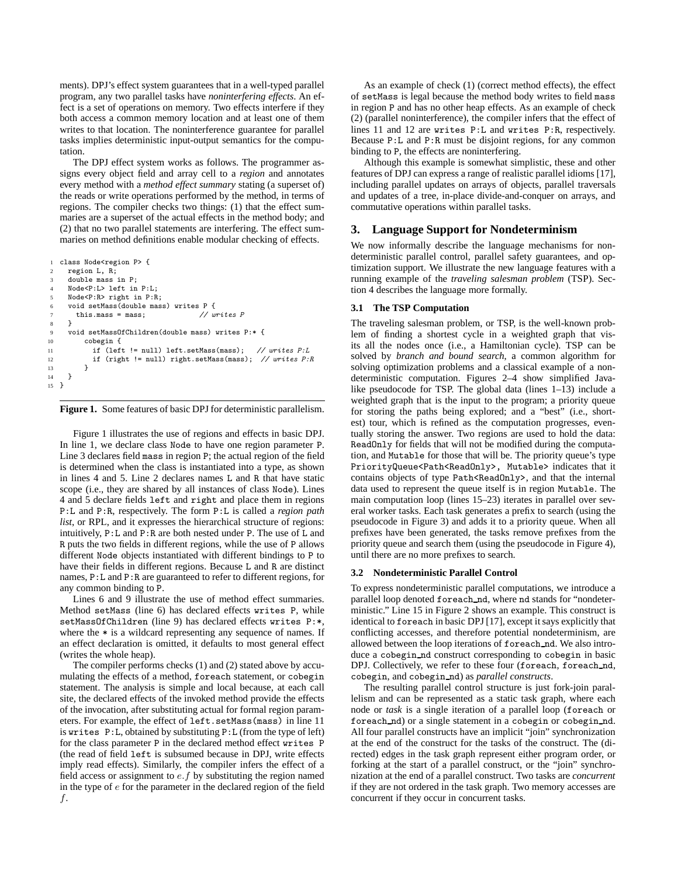ments). DPJ's effect system guarantees that in a well-typed parallel program, any two parallel tasks have *noninterfering effects*. An effect is a set of operations on memory. Two effects interfere if they both access a common memory location and at least one of them writes to that location. The noninterference guarantee for parallel tasks implies deterministic input-output semantics for the computation.

The DPJ effect system works as follows. The programmer assigns every object field and array cell to a *region* and annotates every method with a *method effect summary* stating (a superset of) the reads or write operations performed by the method, in terms of regions. The compiler checks two things: (1) that the effect summaries are a superset of the actual effects in the method body; and (2) that no two parallel statements are interfering. The effect summaries on method definitions enable modular checking of effects.

```
1  class Node<region P> {
2    region L, R;
3    double mass in P;
4    Node<P:L> left in P:L;
5    Node<P:R> right in P:R;
6    void setMass(double mass) writes P {
7      this.mass = mass;              // writes P
8    }
9    void setMassOfChildren(double mass) writes P:* {
10       cobegin {
11         if (left != null) left.setMass(mass);   // writes P:L
12         if (right != null) right.setMass(mass);  // writes P:R
13       }
14   }
15 }
```

**Figure 1.** Some features of basic DPJ for deterministic parallelism.

Figure 1 illustrates the use of regions and effects in basic DPJ. In line 1, we declare class `Node` to have one region parameter `P`. Line 3 declares field `mass` in region `P`; the actual region of the field is determined when the class is instantiated into a type, as shown in lines 4 and 5. Line 2 declares names `L` and `R` that have static scope (i.e., they are shared by all instances of class `Node`). Lines 4 and 5 declare fields `left` and `right` and place them in regions `P:L` and `P:R`, respectively. The form `P:L` is called a *region path list*, or RPL, and it expresses the hierarchical structure of regions: intuitively, `P:L` and `P:R` are both nested under `P`. The use of `L` and `R` puts the two fields in different regions, while the use of `P` allows different `Node` objects instantiated with different bindings to `P` to have their fields in different regions. Because `L` and `R` are distinct names, `P:L` and `P:R` are guaranteed to refer to different regions, for any common binding to `P`.

Lines 6 and 9 illustrate the use of method effect summaries. Method `setMass` (line 6) has declared effects `writes P`, while `setMassOfChildren` (line 9) has declared effects `writes P:*`, where the `*` is a wildcard representing any sequence of names. If an effect declaration is omitted, it defaults to most general effect (writes the whole heap).

The compiler performs checks (1) and (2) stated above by accumulating the effects of a method, `foreach` statement, or `cobegin` statement. The analysis is simple and local because, at each call site, the declared effects of the invoked method provide the effects of the invocation, after substituting actual for formal region parameters. For example, the effect of `left.setMass(mass)` in line 11 is `writes P:L`, obtained by substituting `P:L` (from the type of left) for the class parameter `P` in the declared method effect `writes P` (the read of field `left` is subsumed because in DPJ, write effects imply read effects). Similarly, the compiler infers the effect of a field access or assignment to $e.f$ by substituting the region named in the type of $e$ for the parameter in the declared region of the field $f$.

As an example of check (1) (correct method effects), the effect of `setMass` is legal because the method body writes to field `mass` in region `P` and has no other heap effects. As an example of check (2) (parallel noninterference), the compiler infers that the effect of lines 11 and 12 are `writes P:L` and `writes P:R`, respectively. Because `P:L` and `P:R` must be disjoint regions, for any common binding to `P`, the effects are noninterfering.

Although this example is somewhat simplistic, these and other features of DPJ can express a range of realistic parallel idioms [17], including parallel updates on arrays of objects, parallel traversals and updates of a tree, in-place divide-and-conquer on arrays, and commutative operations within parallel tasks.

## 3. Language Support for Nondeterminism

We now informally describe the language mechanisms for nondeterministic parallel control, parallel safety guarantees, and optimization support. We illustrate the new language features with a running example of the *traveling salesman problem* (TSP). Section 4 describes the language more formally.

### 3.1 The TSP Computation

The traveling salesman problem, or TSP, is the well-known problem of finding a shortest cycle in a weighted graph that visits all the nodes once (i.e., a Hamiltonian cycle). TSP can be solved by *branch and bound search*, a common algorithm for solving optimization problems and a classical example of a nondeterministic computation. Figures 2–4 show simplified Java-like pseudocode for TSP. The global data (lines 1–13) include a weighted graph that is the input to the program; a priority queue for storing the paths being explored; and a "best" (i.e., shortest) tour, which is refined as the computation progresses, eventually storing the answer. Two regions are used to hold the data: `ReadOnly` for fields that will not be modified during the computation, and `Mutable` for those that will be. The priority queue's type `PriorityQueue<Path<ReadOnly>, Mutable>` indicates that it contains objects of type `Path<ReadOnly>`, and that the internal data used to represent the queue itself is in region `Mutable`. The main computation loop (lines 15–23) iterates in parallel over several worker tasks. Each task generates a prefix to search (using the pseudocode in Figure 3) and adds it to a priority queue. When all prefixes have been generated, the tasks remove prefixes from the priority queue and search them (using the pseudocode in Figure 4), until there are no more prefixes to search.

### 3.2 Nondeterministic Parallel Control

To express nondeterministic parallel computations, we introduce a parallel loop denoted `foreach_nd`, where `nd` stands for "nondeterministic." Line 15 in Figure 2 shows an example. This construct is identical to `foreach` in basic DPJ [17], except it says explicitly that conflicting accesses, and therefore potential nondeterminism, are allowed between the loop iterations of `foreach_nd`. We also introduce a `cobegin_nd` construct corresponding to `cobegin` in basic DPJ. Collectively, we refer to these four (`foreach`, `foreach_nd`, `cobegin`, and `cobegin_nd`) as *parallel constructs*.

The resulting parallel control structure is just fork-join parallelism and can be represented as a static task graph, where each node or *task* is a single iteration of a parallel loop (`foreach` or `foreach_nd`) or a single statement in a `cobegin` or `cobegin_nd`. All four parallel constructs have an implicit "join" synchronization at the end of the construct for the tasks of the construct. The (directed) edges in the task graph represent either program order, or forking at the start of a parallel construct, or the "join" synchronization at the end of a parallel construct. Two tasks are *concurrent* if they are not ordered in the task graph. Two memory accesses are concurrent if they occur in concurrent tasks.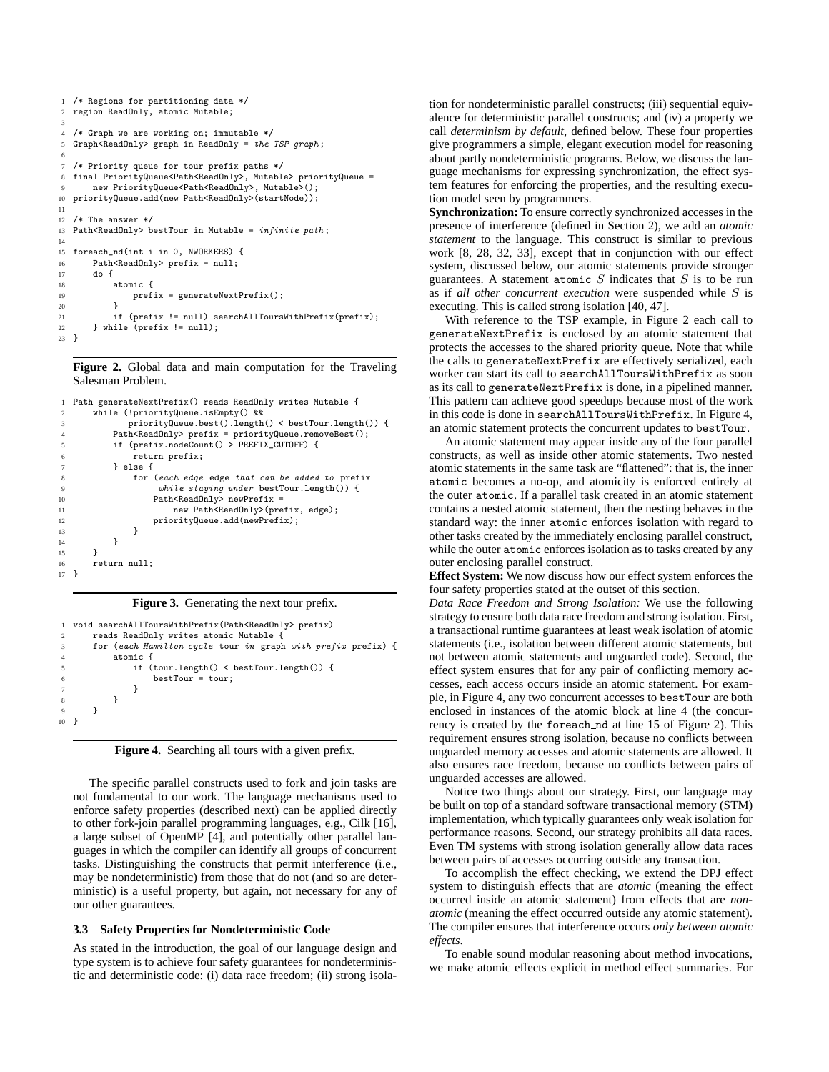```
/* Regions for partitioning data */
region ReadOnly, atomic Mutable;

/* Graph we are working on; immutable */
Graph<ReadOnly> graph in ReadOnly = the TSP graph;

/* Priority queue for tour prefix paths */
final PriorityQueue<Path<ReadOnly>, Mutable> priorityQueue =
    new PriorityQueue<Path<ReadOnly>, Mutable>();
priorityQueue.add(new Path<ReadOnly>(startNode));

/* The answer */
Path<ReadOnly> bestTour in Mutable = infinite path;

foreach_nd(int i in 0, NWORKERS) {
    Path<ReadOnly> prefix = null;
    do {
        atomic {
            prefix = generateNextPrefix();
        }
        if (prefix != null) searchAllToursWithPrefix(prefix);
    } while (prefix != null);
}
```

**Figure 2.** Global data and main computation for the Traveling Salesman Problem.

```
Path generateNextPrefix() reads ReadOnly writes Mutable {
    while (!priorityQueue.isEmpty() &&
           priorityQueue.best().length() < bestTour.length()) {
        Path<ReadOnly> prefix = priorityQueue.removeBest();
        if (prefix.nodeCount() > PREFIX_CUTOFF) {
            return prefix;
        } else {
            for (each edge edge that can be added to prefix
                 while staying under bestTour.length()) {
                Path<ReadOnly> newPrefix =
                    new Path<ReadOnly>(prefix, edge);
                priorityQueue.add(newPrefix);
            }
        }
    }
    return null;
}
```

**Figure 3.** Generating the next tour prefix.

```
void searchAllToursWithPrefix(Path<ReadOnly> prefix)
    reads ReadOnly writes atomic Mutable {
    for (each Hamilton cycle tour in graph with prefix prefix) {
        atomic {
            if (tour.length() < bestTour.length()) {
                bestTour = tour;
            }
        }
    }
}
```

**Figure 4.** Searching all tours with a given prefix.

The specific parallel constructs used to fork and join tasks are not fundamental to our work. The language mechanisms used to enforce safety properties (described next) can be applied directly to other fork-join parallel programming languages, e.g., Cilk [16], a large subset of OpenMP [4], and potentially other parallel languages in which the compiler can identify all groups of concurrent tasks. Distinguishing the constructs that permit interference (i.e., may be nondeterministic) from those that do not (and so are deterministic) is a useful property, but again, not necessary for any of our other guarantees.

### 3.3 Safety Properties for Nondeterministic Code

As stated in the introduction, the goal of our language design and type system is to achieve four safety guarantees for nondeterministic and deterministic code: (i) data race freedom; (ii) strong isolation for nondeterministic parallel constructs; (iii) sequential equivalence for deterministic parallel constructs; and (iv) a property we call *determinism by default*, defined below. These four properties give programmers a simple, elegant execution model for reasoning about partly nondeterministic programs. Below, we discuss the language mechanisms for expressing synchronization, the effect system features for enforcing the properties, and the resulting execution model seen by programmers.

**Synchronization:** To ensure correctly synchronized accesses in the presence of interference (defined in Section 2), we add an *atomic statement* to the language. This construct is similar to previous work [8, 28, 32, 33], except that in conjunction with our effect system, discussed below, our atomic statements provide stronger guarantees. A statement atomic $S$ indicates that $S$ is to be run as if *all other concurrent execution* were suspended while $S$ is executing. This is called strong isolation [40, 47].

With reference to the TSP example, in Figure 2 each call to generateNextPrefix is enclosed by an atomic statement that protects the accesses to the shared priority queue. Note that while the calls to generateNextPrefix are effectively serialized, each worker can start its call to searchAllToursWithPrefix as soon as its call to generateNextPrefix is done, in a pipelined manner. This pattern can achieve good speedups because most of the work in this code is done in searchAllToursWithPrefix. In Figure 4, an atomic statement protects the concurrent updates to bestTour.

An atomic statement may appear inside any of the four parallel constructs, as well as inside other atomic statements. Two nested atomic statements in the same task are "flattened": that is, the inner atomic becomes a no-op, and atomicity is enforced entirely at the outer atomic. If a parallel task created in an atomic statement contains a nested atomic statement, then the nesting behaves in the standard way: the inner atomic enforces isolation with regard to other tasks created by the immediately enclosing parallel construct, while the outer atomic enforces isolation as to tasks created by any outer enclosing parallel construct.

**Effect System:** We now discuss how our effect system enforces the four safety properties stated at the outset of this section.

*Data Race Freedom and Strong Isolation:* We use the following strategy to ensure both data race freedom and strong isolation. First, a transactional runtime guarantees at least weak isolation of atomic statements (i.e., isolation between different atomic statements, but not between atomic statements and unguarded code). Second, the effect system ensures that for any pair of conflicting memory accesses, each access occurs inside an atomic statement. For example, in Figure 4, any two concurrent accesses to bestTour are both enclosed in instances of the atomic block at line 4 (the concurrency is created by the foreach_nd at line 15 of Figure 2). This requirement ensures strong isolation, because no conflicts between unguarded memory accesses and atomic statements are allowed. It also ensures race freedom, because no conflicts between pairs of unguarded accesses are allowed.

Notice two things about our strategy. First, our language may be built on top of a standard software transactional memory (STM) implementation, which typically guarantees only weak isolation for performance reasons. Second, our strategy prohibits all data races. Even TM systems with strong isolation generally allow data races between pairs of accesses occurring outside any transaction.

To accomplish the effect checking, we extend the DPJ effect system to distinguish effects that are *atomic* (meaning the effect occurred inside an atomic statement) from effects that are *non-atomic* (meaning the effect occurred outside any atomic statement). The compiler ensures that interference occurs *only between atomic effects*.

To enable sound modular reasoning about method invocations, we make atomic effects explicit in method effect summaries. For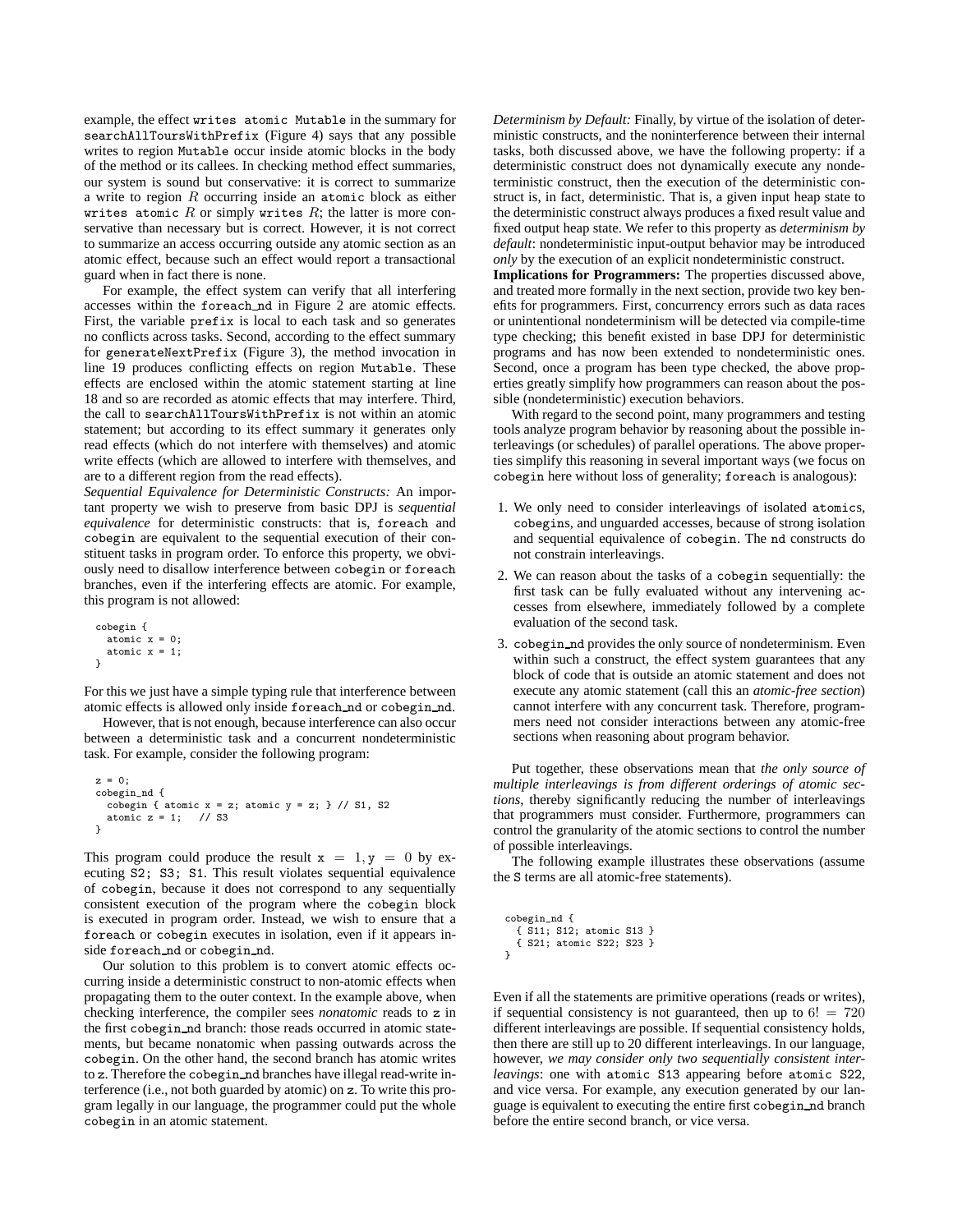example, the effect `writes atomic Mutable` in the summary for `searchAllToursWithPrefix` (Figure 4) says that any possible writes to region `Mutable` occur inside atomic blocks in the body of the method or its callees. In checking method effect summaries, our system is sound but conservative: it is correct to summarize a write to region $R$ occurring inside an `atomic` block as either `writes atomic` $R$ or simply `writes` $R$; the latter is more conservative than necessary but is correct. However, it is not correct to summarize an access occurring outside any atomic section as an atomic effect, because such an effect would report a transactional guard when in fact there is none.

For example, the effect system can verify that all interfering accesses within the `foreach_nd` in Figure 2 are atomic effects. First, the variable `prefix` is local to each task and so generates no conflicts across tasks. Second, according to the effect summary for `generateNextPrefix` (Figure 3), the method invocation in line 19 produces conflicting effects on region `Mutable`. These effects are enclosed within the atomic statement starting at line 18 and so are recorded as atomic effects that may interfere. Third, the call to `searchAllToursWithPrefix` is not within an atomic statement; but according to its effect summary it generates only read effects (which do not interfere with themselves) and atomic write effects (which are allowed to interfere with themselves, and are to a different region from the read effects).

*Sequential Equivalence for Deterministic Constructs:* An important property we wish to preserve from basic DPJ is *sequential equivalence* for deterministic constructs: that is, `foreach` and `cobegin` are equivalent to the sequential execution of their constituent tasks in program order. To enforce this property, we obviously need to disallow interference between `cobegin` or `foreach` branches, even if the interfering effects are atomic. For example, this program is not allowed:

```
cobegin {
  atomic x = 0;
  atomic x = 1;
}
```

For this we just have a simple typing rule that interference between atomic effects is allowed only inside `foreach_nd` or `cobegin_nd`.

However, that is not enough, because interference can also occur between a deterministic task and a concurrent nondeterministic task. For example, consider the following program:

```
z = 0;
cobegin_nd {
  cobegin { atomic x = z; atomic y = z; } // S1, S2
  atomic z = 1;   // S3
}
```

This program could produce the result $\mathtt{x} = 1, \mathtt{y} = 0$ by executing `S2; S3; S1`. This result violates sequential equivalence of `cobegin`, because it does not correspond to any sequentially consistent execution of the program where the `cobegin` block is executed in program order. Instead, we wish to ensure that a `foreach` or `cobegin` executes in isolation, even if it appears inside `foreach_nd` or `cobegin_nd`.

Our solution to this problem is to convert atomic effects occurring inside a deterministic construct to non-atomic effects when propagating them to the outer context. In the example above, when checking interference, the compiler sees *nonatomic* reads to `z` in the first `cobegin_nd` branch: those reads occurred in atomic statements, but became nonatomic when passing outwards across the `cobegin`. On the other hand, the second branch has atomic writes to `z`. Therefore the `cobegin_nd` branches have illegal read-write interference (i.e., not both guarded by atomic) on `z`. To write this program legally in our language, the programmer could put the whole `cobegin` in an atomic statement.

*Determinism by Default:* Finally, by virtue of the isolation of deterministic constructs, and the noninterference between their internal tasks, both discussed above, we have the following property: if a deterministic construct does not dynamically execute any nondeterministic construct, then the execution of the deterministic construct is, in fact, deterministic. That is, a given input heap state to the deterministic construct always produces a fixed result value and fixed output heap state. We refer to this property as *determinism by default*: nondeterministic input-output behavior may be introduced *only* by the execution of an explicit nondeterministic construct.

**Implications for Programmers:** The properties discussed above, and treated more formally in the next section, provide two key benefits for programmers. First, concurrency errors such as data races or unintentional nondeterminism will be detected via compile-time type checking; this benefit existed in base DPJ for deterministic programs and has now been extended to nondeterministic ones. Second, once a program has been type checked, the above properties greatly simplify how programmers can reason about the possible (nondeterministic) execution behaviors.

With regard to the second point, many programmers and testing tools analyze program behavior by reasoning about the possible interleavings (or schedules) of parallel operations. The above properties simplify this reasoning in several important ways (we focus on `cobegin` here without loss of generality; `foreach` is analogous):

1. We only need to consider interleavings of isolated `atomic`s, `cobegin`s, and unguarded accesses, because of strong isolation and sequential equivalence of `cobegin`. The `nd` constructs do not constrain interleavings.
2. We can reason about the tasks of a `cobegin` sequentially: the first task can be fully evaluated without any intervening accesses from elsewhere, immediately followed by a complete evaluation of the second task.
3. `cobegin_nd` provides the only source of nondeterminism. Even within such a construct, the effect system guarantees that any block of code that is outside an atomic statement and does not execute any atomic statement (call this an *atomic-free section*) cannot interfere with any concurrent task. Therefore, programmers need not consider interactions between any atomic-free sections when reasoning about program behavior.

Put together, these observations mean that *the only source of multiple interleavings is from different orderings of atomic sections*, thereby significantly reducing the number of interleavings that programmers must consider. Furthermore, programmers can control the granularity of the atomic sections to control the number of possible interleavings.

The following example illustrates these observations (assume the `S` terms are all atomic-free statements).

```
cobegin_nd {
  { S11; S12; atomic S13 }
  { S21; atomic S22; S23 }
}
```

Even if all the statements are primitive operations (reads or writes), if sequential consistency is not guaranteed, then up to $6! = 720$ different interleavings are possible. If sequential consistency holds, then there are still up to 20 different interleavings. In our language, however, *we may consider only two sequentially consistent interleavings*: one with `atomic S13` appearing before `atomic S22`, and vice versa. For example, any execution generated by our language is equivalent to executing the entire first `cobegin_nd` branch before the entire second branch, or vice versa.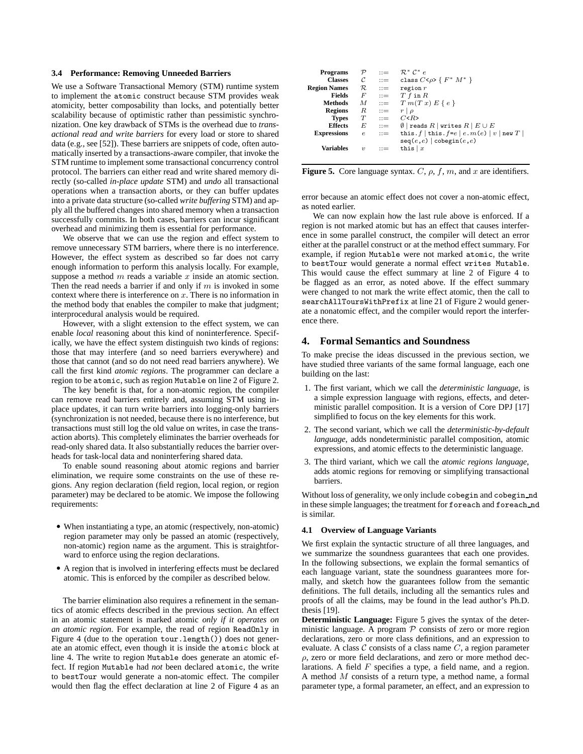### 3.4 Performance: Removing Unneeded Barriers

We use a Software Transactional Memory (STM) runtime system to implement the `atomic` construct because STM provides weak atomicity, better composability than locks, and potentially better scalability because of optimistic rather than pessimistic synchronization. One key drawback of STMs is the overhead due to *transactional read and write barriers* for every load or store to shared data (e.g., see [52]). These barriers are snippets of code, often automatically inserted by a transactions-aware compiler, that invoke the STM runtime to implement some transactional concurrency control protocol. The barriers can either read and write shared memory directly (so-called *in-place update* STM) and *undo* all transactional operations when a transaction aborts, or they can buffer updates into a private data structure (so-called *write buffering* STM) and apply all the buffered changes into shared memory when a transaction successfully commits. In both cases, barriers can incur significant overhead and minimizing them is essential for performance.

We observe that we can use the region and effect system to remove unnecessary STM barriers, where there is no interference. However, the effect system as described so far does not carry enough information to perform this analysis locally. For example, suppose a method $m$ reads a variable $x$ inside an atomic section. Then the read needs a barrier if and only if $m$ is invoked in some context where there is interference on $x$. There is no information in the method body that enables the compiler to make that judgment; interprocedural analysis would be required.

However, with a slight extension to the effect system, we can enable *local* reasoning about this kind of noninterference. Specifically, we have the effect system distinguish two kinds of regions: those that may interfere (and so need barriers everywhere) and those that cannot (and so do not need read barriers anywhere). We call the first kind *atomic regions*. The programmer can declare a region to be `atomic`, such as region `Mutable` on line 2 of Figure 2.

The key benefit is that, for a non-atomic region, the compiler can remove read barriers entirely and, assuming STM using in-place updates, it can turn write barriers into logging-only barriers (synchronization is not needed, because there is no interference, but transactions must still log the old value on writes, in case the transaction aborts). This completely eliminates the barrier overheads for read-only shared data. It also substantially reduces the barrier overheads for task-local data and noninterfering shared data.

To enable sound reasoning about atomic regions and barrier elimination, we require some constraints on the use of these regions. Any region declaration (field region, local region, or region parameter) may be declared to be atomic. We impose the following requirements:

- When instantiating a type, an atomic (respectively, non-atomic) region parameter may only be passed an atomic (respectively, non-atomic) region name as the argument. This is straightforward to enforce using the region declarations.
- A region that is involved in interfering effects must be declared atomic. This is enforced by the compiler as described below.

The barrier elimination also requires a refinement in the semantics of atomic effects described in the previous section. An effect in an atomic statement is marked atomic *only if it operates on an atomic region*. For example, the read of region `ReadOnly` in Figure 4 (due to the operation `tour.length()`) does not generate an atomic effect, even though it is inside the `atomic` block at line 4. The write to region `Mutable` does generate an atomic effect. If region `Mutable` had *not* been declared `atomic`, the write to `bestTour` would generate a non-atomic effect. The compiler would then flag the effect declaration at line 2 of Figure 4 as an error because an atomic effect does not cover a non-atomic effect, as noted earlier.

We can now explain how the last rule above is enforced. If a region is not marked atomic but has an effect that causes interference in some parallel construct, the compiler will detect an error either at the parallel construct or at the method effect summary. For example, if region `Mutable` were not marked `atomic`, the write to `bestTour` would generate a normal effect `writes Mutable`. This would cause the effect summary at line 2 of Figure 4 to be flagged as an error, as noted above. If the effect summary were changed to not mark the write effect atomic, then the call to `searchAllToursWithPrefix` at line 21 of Figure 2 would generate a nonatomic effect, and the compiler would report the interference there.

| | | | |
|---|---|---|---|
| **Programs** | $\mathcal{P}$ | $::=$ | $\mathcal{R}^*\ \mathcal{C}^*\ e$ |
| **Classes** | $\mathcal{C}$ | $::=$ | `class` $C$<$\rho$> { $F^*\ M^*$ } |
| **Region Names** | $\mathcal{R}$ | $::=$ | `region` $r$ |
| **Fields** | $F$ | $::=$ | $T\ f$ `in` $R$ |
| **Methods** | $M$ | $::=$ | $T\ m(T\ x)\ E$ { $e$ } |
| **Regions** | $R$ | $::=$ | $r \mid \rho$ |
| **Types** | $T$ | $::=$ | $C$<$R$> |
| **Effects** | $E$ | $::=$ | $\emptyset \mid$ `reads` $R \mid$ `writes` $R \mid E \cup E$ |
| **Expressions** | $e$ | $::=$ | `this.`$f \mid$ `this.`$f$`=`$e \mid e.m(e) \mid v \mid$ `new` $T \mid$ `seq(`$e,e$`)` $\mid$ `cobegin(`$e,e$`)` |
| **Variables** | $v$ | $::=$ | `this` $\mid x$ |

**Figure 5.** Core language syntax. $C$, $\rho$, $f$, $m$, and $x$ are identifiers.

## 4. Formal Semantics and Soundness

To make precise the ideas discussed in the previous section, we have studied three variants of the same formal language, each one building on the last:

1. The first variant, which we call the *deterministic language*, is a simple expression language with regions, effects, and deterministic parallel composition. It is a version of Core DPJ [17] simplified to focus on the key elements for this work.
2. The second variant, which we call the *deterministic-by-default language*, adds nondeterministic parallel composition, atomic expressions, and atomic effects to the deterministic language.
3. The third variant, which we call the *atomic regions language*, adds atomic regions for removing or simplifying transactional barriers.

Without loss of generality, we only include `cobegin` and `cobegin_nd` in these simple languages; the treatment for `foreach` and `foreach_nd` is similar.

### 4.1 Overview of Language Variants

We first explain the syntactic structure of all three languages, and we summarize the soundness guarantees that each one provides. In the following subsections, we explain the formal semantics of each language variant, state the soundness guarantees more formally, and sketch how the guarantees follow from the semantic definitions. The full details, including all the semantics rules and proofs of all the claims, may be found in the lead author's Ph.D. thesis [19].

**Deterministic Language:** Figure 5 gives the syntax of the deterministic language. A program $\mathcal{P}$ consists of zero or more region declarations, zero or more class definitions, and an expression to evaluate. A class $\mathcal{C}$ consists of a class name $C$, a region parameter $\rho$, zero or more field declarations, and zero or more method declarations. A field $F$ specifies a type, a field name, and a region. A method $M$ consists of a return type, a method name, a formal parameter type, a formal parameter, an effect, and an expression to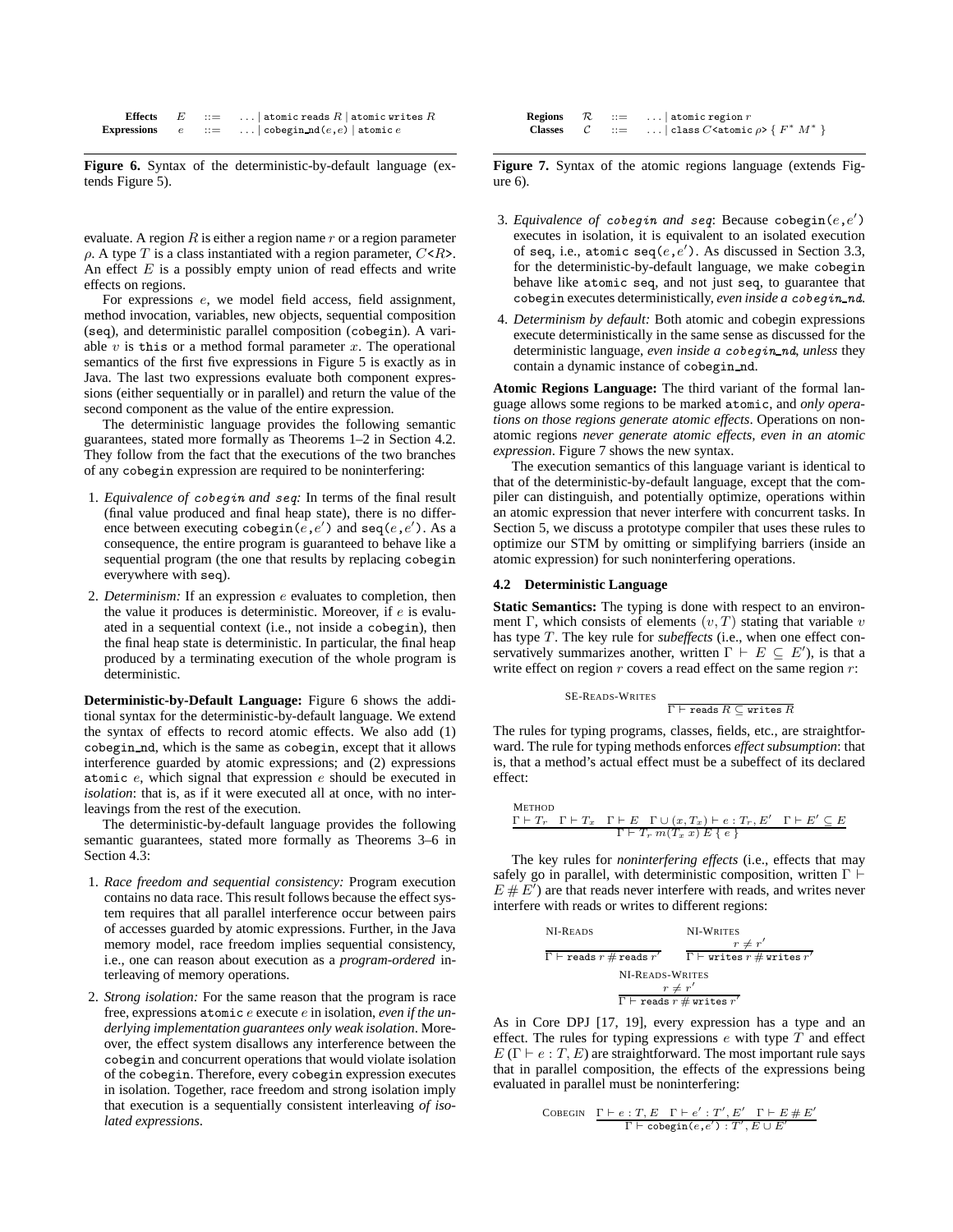| | | | |
|---|---|---|---|
| **Effects** | $E$ | $::=$ | $\ldots$ \| atomic reads $R$ \| atomic writes $R$ |
| **Expressions** | $e$ | $::=$ | $\ldots$ \| cobegin_nd($e$,$e$) \| atomic $e$ |

**Figure 6.** Syntax of the deterministic-by-default language (extends Figure 5).

| | | | |
|---|---|---|---|
| **Regions** | $\mathcal{R}$ | $::=$ | $\ldots$ \| atomic region $r$ |
| **Classes** | $\mathcal{C}$ | $::=$ | $\ldots$ \| class $C$<atomic $\rho$> { $F^*$ $M^*$ } |

**Figure 7.** Syntax of the atomic regions language (extends Figure 6).

evaluate. A region $R$ is either a region name $r$ or a region parameter $\rho$. A type $T$ is a class instantiated with a region parameter, $C$<$R$>. An effect $E$ is a possibly empty union of read effects and write effects on regions.

For expressions $e$, we model field access, field assignment, method invocation, variables, new objects, sequential composition (seq), and deterministic parallel composition (cobegin). A variable $v$ is this or a method formal parameter $x$. The operational semantics of the first five expressions in Figure 5 is exactly as in Java. The last two expressions evaluate both component expressions (either sequentially or in parallel) and return the value of the second component as the value of the entire expression.

The deterministic language provides the following semantic guarantees, stated more formally as Theorems 1–2 in Section 4.2. They follow from the fact that the executions of the two branches of any cobegin expression are required to be noninterfering:

1. *Equivalence of cobegin and seq:* In terms of the final result (final value produced and final heap state), there is no difference between executing cobegin($e$,$e'$) and seq($e$,$e'$). As a consequence, the entire program is guaranteed to behave like a sequential program (the one that results by replacing cobegin everywhere with seq).
2. *Determinism:* If an expression $e$ evaluates to completion, then the value it produces is deterministic. Moreover, if $e$ is evaluated in a sequential context (i.e., not inside a cobegin), then the final heap state is deterministic. In particular, the final heap produced by a terminating execution of the whole program is deterministic.

**Deterministic-by-Default Language:** Figure 6 shows the additional syntax for the deterministic-by-default language. We extend the syntax of effects to record atomic effects. We also add (1) cobegin_nd, which is the same as cobegin, except that it allows interference guarded by atomic expressions; and (2) expressions atomic $e$, which signal that expression $e$ should be executed in *isolation*: that is, as if it were executed all at once, with no interleavings from the rest of the execution.

The deterministic-by-default language provides the following semantic guarantees, stated more formally as Theorems 3–6 in Section 4.3:

1. *Race freedom and sequential consistency:* Program execution contains no data race. This result follows because the effect system requires that all parallel interference occur between pairs of accesses guarded by atomic expressions. Further, in the Java memory model, race freedom implies sequential consistency, i.e., one can reason about execution as a *program-ordered* interleaving of memory operations.
2. *Strong isolation:* For the same reason that the program is race free, expressions atomic $e$ execute $e$ in isolation, *even if the underlying implementation guarantees only weak isolation*. Moreover, the effect system disallows any interference between the cobegin and concurrent operations that would violate isolation of the cobegin. Therefore, every cobegin expression executes in isolation. Together, race freedom and strong isolation imply that execution is a sequentially consistent interleaving *of isolated expressions*.
3. *Equivalence of cobegin and seq*: Because cobegin($e$,$e'$) executes in isolation, it is equivalent to an isolated execution of seq, i.e., atomic seq($e$,$e'$). As discussed in Section 3.3, for the deterministic-by-default language, we make cobegin behave like atomic seq, and not just seq, to guarantee that cobegin executes deterministically, *even inside a cobegin_nd*.
4. *Determinism by default:* Both atomic and cobegin expressions execute deterministically in the same sense as discussed for the deterministic language, *even inside a cobegin_nd*, *unless* they contain a dynamic instance of cobegin_nd.

**Atomic Regions Language:** The third variant of the formal language allows some regions to be marked atomic, and *only operations on those regions generate atomic effects*. Operations on nonatomic regions *never generate atomic effects, even in an atomic expression*. Figure 7 shows the new syntax.

The execution semantics of this language variant is identical to that of the deterministic-by-default language, except that the compiler can distinguish, and potentially optimize, operations within an atomic expression that never interfere with concurrent tasks. In Section 5, we discuss a prototype compiler that uses these rules to optimize our STM by omitting or simplifying barriers (inside an atomic expression) for such noninterfering operations.

### 4.2 Deterministic Language

**Static Semantics:** The typing is done with respect to an environment $\Gamma$, which consists of elements $(v, T)$ stating that variable $v$ has type $T$. The key rule for *subeffects* (i.e., when one effect conservatively summarizes another, written $\Gamma \vdash E \subseteq E'$), is that a write effect on region $r$ covers a read effect on the same region $r$:

$$\text{SE-READS-WRITES} \quad \frac{}{\Gamma \vdash \texttt{reads } R \subseteq \texttt{writes } R}$$

The rules for typing programs, classes, fields, etc., are straightforward. The rule for typing methods enforces *effect subsumption*: that is, that a method's actual effect must be a subeffect of its declared effect:

$$\text{METHOD} \quad \frac{\Gamma \vdash T_r \quad \Gamma \vdash T_x \quad \Gamma \vdash E \quad \Gamma \cup (x, T_x) \vdash e : T_r, E' \quad \Gamma \vdash E' \subseteq E}{\Gamma \vdash T_r\ m(T_x\ x)\ E\ \{\ e\ \}}$$

The key rules for *noninterfering effects* (i.e., effects that may safely go in parallel, with deterministic composition, written $\Gamma \vdash E \# E'$) are that reads never interfere with reads, and writes never interfere with reads or writes to different regions:

$$\text{NI-READS} \quad \frac{}{\Gamma \vdash \texttt{reads } r \# \texttt{reads } r'} \qquad \text{NI-WRITES} \quad \frac{r \neq r'}{\Gamma \vdash \texttt{writes } r \# \texttt{writes } r'}$$

$$\text{NI-READS-WRITES} \quad \frac{r \neq r'}{\Gamma \vdash \texttt{reads } r \# \texttt{writes } r'}$$

As in Core DPJ [17, 19], every expression has a type and an effect. The rules for typing expressions $e$ with type $T$ and effect $E$ ($\Gamma \vdash e : T, E$) are straightforward. The most important rule says that in parallel composition, the effects of the expressions being evaluated in parallel must be noninterfering:

$$\text{COBEGIN} \quad \frac{\Gamma \vdash e : T, E \quad \Gamma \vdash e' : T', E' \quad \Gamma \vdash E \# E'}{\Gamma \vdash \texttt{cobegin}(e, e') : T', E \cup E'}$$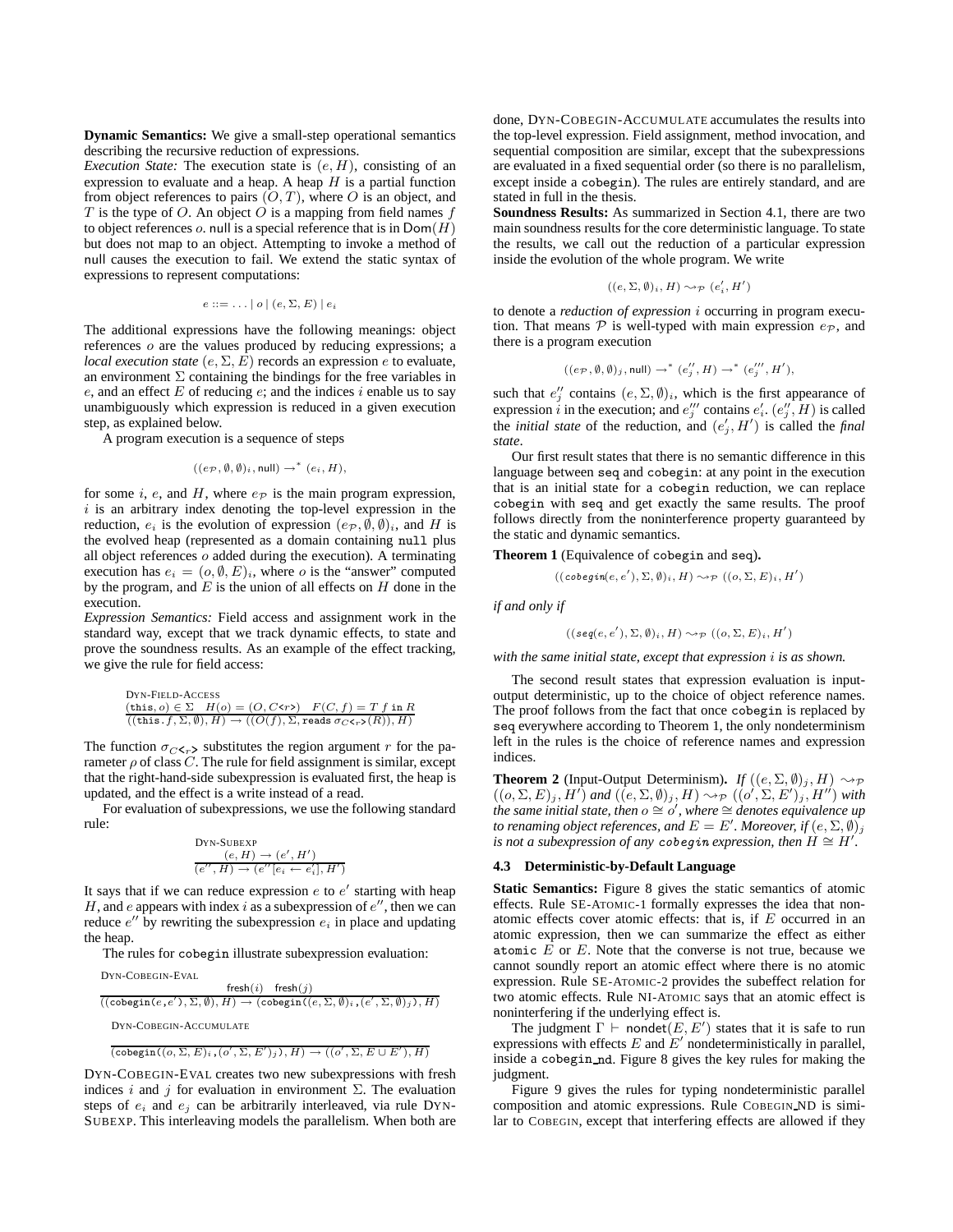**Dynamic Semantics:** We give a small-step operational semantics describing the recursive reduction of expressions.

*Execution State:* The execution state is $(e, H)$, consisting of an expression to evaluate and a heap. A heap $H$ is a partial function from object references to pairs $(O, T)$, where $O$ is an object, and $T$ is the type of $O$. An object $O$ is a mapping from field names $f$ to object references $o$. null is a special reference that is in $\mathsf{Dom}(H)$ but does not map to an object. Attempting to invoke a method of null causes the execution to fail. We extend the static syntax of expressions to represent computations:

$$e ::= \ldots \mid o \mid (e, \Sigma, E) \mid e_i$$

The additional expressions have the following meanings: object references $o$ are the values produced by reducing expressions; a *local execution state* $(e, \Sigma, E)$ records an expression $e$ to evaluate, an environment $\Sigma$ containing the bindings for the free variables in $e$, and an effect $E$ of reducing $e$; and the indices $i$ enable us to say unambiguously which expression is reduced in a given execution step, as explained below.

A program execution is a sequence of steps

$$((e_\mathcal{P}, \emptyset, \emptyset)_i, \mathsf{null}) \to^* (e_i, H),$$

for some $i$, $e$, and $H$, where $e_\mathcal{P}$ is the main program expression, $i$ is an arbitrary index denoting the top-level expression in the reduction, $e_i$ is the evolution of expression $(e_\mathcal{P}, \emptyset, \emptyset)_i$, and $H$ is the evolved heap (represented as a domain containing null plus all object references $o$ added during the execution). A terminating execution has $e_i = (o, \emptyset, E)_i$, where $o$ is the "answer" computed by the program, and $E$ is the union of all effects on $H$ done in the execution.

*Expression Semantics:* Field access and assignment work in the standard way, except that we track dynamic effects, to state and prove the soundness results. As an example of the effect tracking, we give the rule for field access:

DYN-FIELD-ACCESS

$$\frac{(\texttt{this}, o) \in \Sigma \quad H(o) = (O, C\texttt{<}r\texttt{>}) \quad F(C, f) = T\ f \ \texttt{in}\ R}{((\texttt{this}.f, \Sigma, \emptyset), H) \to ((O(f), \Sigma, \texttt{reads}\ \sigma_{C\texttt{<}r\texttt{>}}(R)), H)}$$

The function $\sigma_{C\texttt{<}r\texttt{>}}$ substitutes the region argument $r$ for the parameter $\rho$ of class $C$. The rule for field assignment is similar, except that the right-hand-side subexpression is evaluated first, the heap is updated, and the effect is a write instead of a read.

For evaluation of subexpressions, we use the following standard rule:

DYN-SUBEXP

$$\frac{(e, H) \to (e', H')}{(e'', H) \to (e''[e_i \leftarrow e'_i], H')}$$

It says that if we can reduce expression $e$ to $e'$ starting with heap $H$, and $e$ appears with index $i$ as a subexpression of $e''$, then we can reduce $e''$ by rewriting the subexpression $e_i$ in place and updating the heap.

The rules for cobegin illustrate subexpression evaluation:

DYN-COBEGIN-EVAL

$$\frac{\mathsf{fresh}(i) \quad \mathsf{fresh}(j)}{((\texttt{cobegin}(e, e'), \Sigma, \emptyset), H) \to (\texttt{cobegin}((e, \Sigma, \emptyset)_i, (e', \Sigma, \emptyset)_j), H)}$$

DYN-COBEGIN-ACCUMULATE

$$\overline{(\texttt{cobegin}((o, \Sigma, E)_i, (o', \Sigma, E')_j), H) \to ((o', \Sigma, E \cup E'), H)}$$

DYN-COBEGIN-EVAL creates two new subexpressions with fresh indices $i$ and $j$ for evaluation in environment $\Sigma$. The evaluation steps of $e_i$ and $e_j$ can be arbitrarily interleaved, via rule DYN-SUBEXP. This interleaving models the parallelism. When both are done, DYN-COBEGIN-ACCUMULATE accumulates the results into the top-level expression. Field assignment, method invocation, and sequential composition are similar, except that the subexpressions are evaluated in a fixed sequential order (so there is no parallelism, except inside a cobegin). The rules are entirely standard, and are stated in full in the thesis.

**Soundness Results:** As summarized in Section 4.1, there are two main soundness results for the core deterministic language. To state the results, we call out the reduction of a particular expression inside the evolution of the whole program. We write

$$((e, \Sigma, \emptyset)_i, H) \rightsquigarrow_\mathcal{P} (e'_i, H')$$

to denote a *reduction of expression* $i$ occurring in program execution. That means $\mathcal{P}$ is well-typed with main expression $e_\mathcal{P}$, and there is a program execution

$$((e_\mathcal{P}, \emptyset, \emptyset)_j, \mathsf{null}) \to^* (e''_j, H) \to^* (e'''_j, H'),$$

such that $e''_j$ contains $(e, \Sigma, \emptyset)_i$, which is the first appearance of expression $i$ in the execution; and $e'''_j$ contains $e'_i$. $(e''_j, H)$ is called the *initial state* of the reduction, and $(e'_j, H')$ is called the *final state*.

Our first result states that there is no semantic difference in this language between seq and cobegin: at any point in the execution that is an initial state for a cobegin reduction, we can replace cobegin with seq and get exactly the same results. The proof follows directly from the noninterference property guaranteed by the static and dynamic semantics.

**Theorem 1** (Equivalence of cobegin and seq)**.**

$$((\textit{cobegin}(e, e'), \Sigma, \emptyset)_i, H) \rightsquigarrow_\mathcal{P} ((o, \Sigma, E)_i, H')$$

*if and only if*

$$((\textit{seq}(e, e'), \Sigma, \emptyset)_i, H) \rightsquigarrow_\mathcal{P} ((o, \Sigma, E)_i, H')$$

*with the same initial state, except that expression $i$ is as shown.*

The second result states that expression evaluation is input-output deterministic, up to the choice of object reference names. The proof follows from the fact that once cobegin is replaced by seq everywhere according to Theorem 1, the only nondeterminism left in the rules is the choice of reference names and expression indices.

**Theorem 2** (Input-Output Determinism)**.** *If $((e, \Sigma, \emptyset)_j, H) \rightsquigarrow_\mathcal{P} ((o, \Sigma, E)_j, H')$ and $((e, \Sigma, \emptyset)_j, H) \rightsquigarrow_\mathcal{P} ((o', \Sigma, E')_j, H'')$ with the same initial state, then $o \cong o'$, where $\cong$ denotes equivalence up to renaming object references, and $E = E'$. Moreover, if $(e, \Sigma, \emptyset)_j$ is not a subexpression of any cobegin expression, then $H \cong H'$.*

### 4.3 Deterministic-by-Default Language

**Static Semantics:** Figure 8 gives the static semantics of atomic effects. Rule SE-ATOMIC-1 formally expresses the idea that non-atomic effects cover atomic effects: that is, if $E$ occurred in an atomic expression, then we can summarize the effect as either atomic $E$ or $E$. Note that the converse is not true, because we cannot soundly report an atomic effect where there is no atomic expression. Rule SE-ATOMIC-2 provides the subeffect relation for two atomic effects. Rule NI-ATOMIC says that an atomic effect is noninterfering if the underlying effect is.

The judgment $\Gamma \vdash \mathsf{nondet}(E, E')$ states that it is safe to run expressions with effects $E$ and $E'$ nondeterministically in parallel, inside a cobegin_nd. Figure 8 gives the key rules for making the judgment.

Figure 9 gives the rules for typing nondeterministic parallel composition and atomic expressions. Rule COBEGIN_ND is similar to COBEGIN, except that interfering effects are allowed if they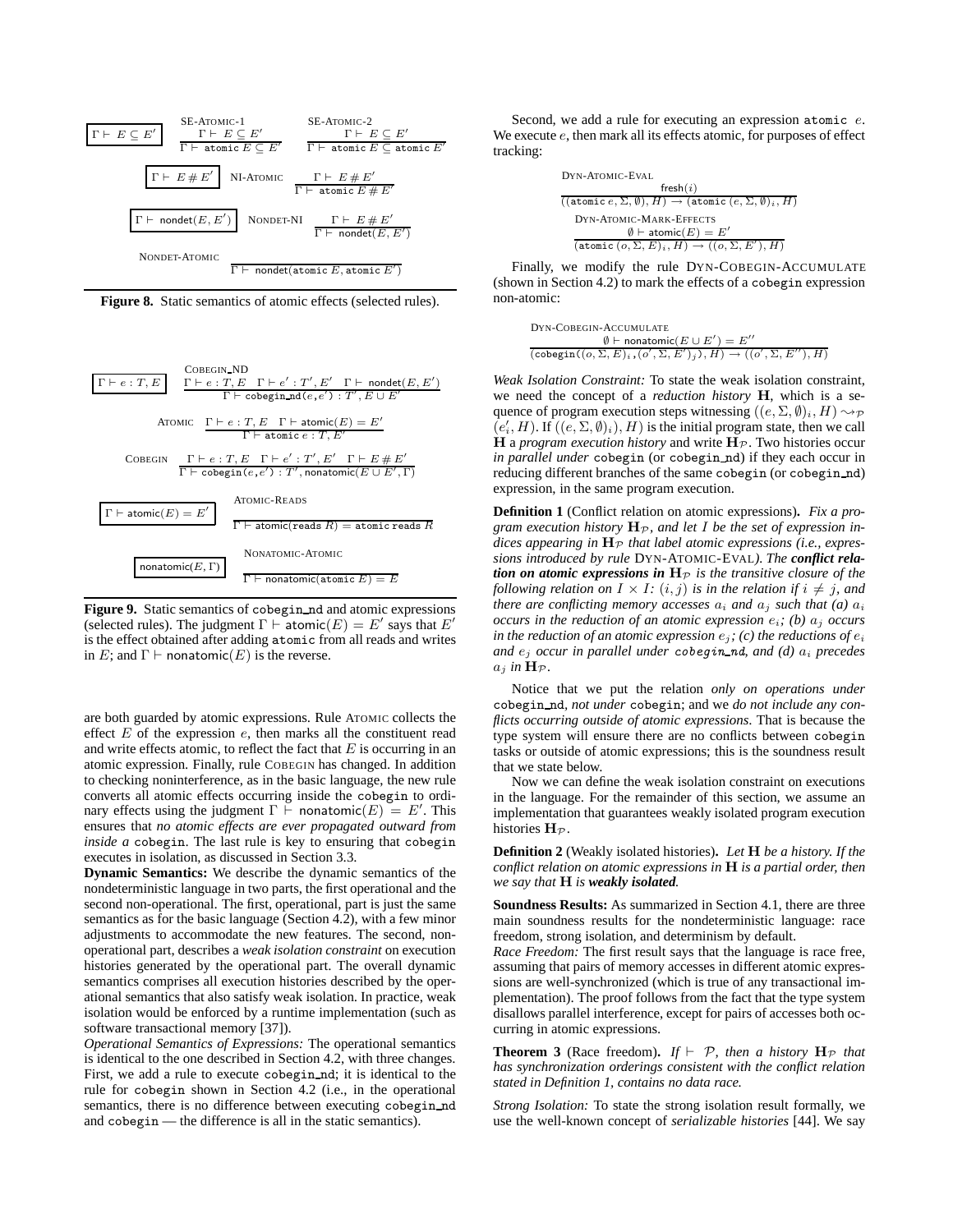$$\boxed{\Gamma \vdash E \subseteq E'} \quad \text{SE-ATOMIC-1} \; \frac{\Gamma \vdash E \subseteq E'}{\Gamma \vdash \texttt{atomic}\, E \subseteq E'} \quad \text{SE-ATOMIC-2} \; \frac{\Gamma \vdash E \subseteq E'}{\Gamma \vdash \texttt{atomic}\, E \subseteq \texttt{atomic}\, E'}$$

$$\boxed{\Gamma \vdash E \# E'} \quad \text{NI-ATOMIC} \; \frac{\Gamma \vdash E \# E'}{\Gamma \vdash \texttt{atomic}\, E \# E'}$$

$$\boxed{\Gamma \vdash \mathsf{nondet}(E, E')} \quad \text{NONDET-NI} \; \frac{\Gamma \vdash E \# E'}{\Gamma \vdash \mathsf{nondet}(E, E')}$$

$$\text{NONDET-ATOMIC} \; \frac{}{\Gamma \vdash \mathsf{nondet}(\texttt{atomic}\, E, \texttt{atomic}\, E')}$$

**Figure 8.** Static semantics of atomic effects (selected rules).

$$\boxed{\Gamma \vdash e : T, E} \quad \text{COBEGIN\_ND} \; \frac{\Gamma \vdash e : T, E \quad \Gamma \vdash e' : T', E' \quad \Gamma \vdash \mathsf{nondet}(E, E')}{\Gamma \vdash \texttt{cobegin\_nd}(e, e') : T', E \cup E'}$$

$$\text{ATOMIC} \; \frac{\Gamma \vdash e : T, E \quad \Gamma \vdash \mathsf{atomic}(E) = E'}{\Gamma \vdash \texttt{atomic}\; e : T, E'}$$

$$\text{COBEGIN} \; \frac{\Gamma \vdash e : T, E \quad \Gamma \vdash e' : T', E' \quad \Gamma \vdash E \# E'}{\Gamma \vdash \texttt{cobegin}(e, e') : T', \mathsf{nonatomic}(E \cup E', \Gamma)}$$

$$\boxed{\Gamma \vdash \mathsf{atomic}(E) = E'} \quad \text{ATOMIC-READS} \; \frac{}{\Gamma \vdash \mathsf{atomic}(\texttt{reads}\, R) = \texttt{atomic reads}\, R}$$

$$\boxed{\mathsf{nonatomic}(E, \Gamma)} \quad \text{NONATOMIC-ATOMIC} \; \frac{}{\Gamma \vdash \mathsf{nonatomic}(\texttt{atomic}\, E) = E}$$

**Figure 9.** Static semantics of cobegin_nd and atomic expressions (selected rules). The judgment $\Gamma \vdash \mathsf{atomic}(E) = E'$ says that $E'$ is the effect obtained after adding atomic from all reads and writes in $E$; and $\Gamma \vdash \mathsf{nonatomic}(E)$ is the reverse.

are both guarded by atomic expressions. Rule ATOMIC collects the effect $E$ of the expression $e$, then marks all the constituent read and write effects atomic, to reflect the fact that $E$ is occurring in an atomic expression. Finally, rule COBEGIN has changed. In addition to checking noninterference, as in the basic language, the new rule converts all atomic effects occurring inside the cobegin to ordinary effects using the judgment $\Gamma \vdash \mathsf{nonatomic}(E) = E'$. This ensures that *no atomic effects are ever propagated outward from inside a* cobegin. The last rule is key to ensuring that cobegin executes in isolation, as discussed in Section 3.3.

**Dynamic Semantics:** We describe the dynamic semantics of the nondeterministic language in two parts, the first operational and the second non-operational. The first, operational, part is just the same semantics as for the basic language (Section 4.2), with a few minor adjustments to accommodate the new features. The second, non-operational part, describes a *weak isolation constraint* on execution histories generated by the operational part. The overall dynamic semantics comprises all execution histories described by the operational semantics that also satisfy weak isolation. In practice, weak isolation would be enforced by a runtime implementation (such as software transactional memory [37]).

*Operational Semantics of Expressions:* The operational semantics is identical to the one described in Section 4.2, with three changes. First, we add a rule to execute cobegin_nd; it is identical to the rule for cobegin shown in Section 4.2 (i.e., in the operational semantics, there is no difference between executing cobegin_nd and cobegin — the difference is all in the static semantics).

Second, we add a rule for executing an expression atomic $e$. We execute $e$, then mark all its effects atomic, for purposes of effect tracking:

$$\text{DYN-ATOMIC-EVAL} \; \frac{\mathsf{fresh}(i)}{((\texttt{atomic}\, e, \Sigma, \emptyset), H) \rightarrow (\texttt{atomic}\, (e, \Sigma, \emptyset)_i, H)}$$

$$\text{DYN-ATOMIC-MARK-EFFECTS} \; \frac{\emptyset \vdash \mathsf{atomic}(E) = E'}{(\texttt{atomic}\, (o, \Sigma, E)_i, H) \rightarrow ((o, \Sigma, E'), H)}$$

Finally, we modify the rule DYN-COBEGIN-ACCUMULATE (shown in Section 4.2) to mark the effects of a cobegin expression non-atomic:

$$\text{DYN-COBEGIN-ACCUMULATE} \; \frac{\emptyset \vdash \mathsf{nonatomic}(E \cup E') = E''}{(\texttt{cobegin}((o, \Sigma, E)_i, (o', \Sigma, E')_j), H) \rightarrow ((o', \Sigma, E''), H)}$$

*Weak Isolation Constraint:* To state the weak isolation constraint, we need the concept of a *reduction history* $\mathbf{H}$, which is a sequence of program execution steps witnessing $((e, \Sigma, \emptyset)_i, H) \rightsquigarrow_{\mathcal{P}} (e'_i, H)$. If $((e, \Sigma, \emptyset)_i), H)$ is the initial program state, then we call $\mathbf{H}$ a *program execution history* and write $\mathbf{H}_{\mathcal{P}}$. Two histories occur *in parallel under* cobegin (or cobegin_nd) if they each occur in reducing different branches of the same cobegin (or cobegin_nd) expression, in the same program execution.

**Definition 1** (Conflict relation on atomic expressions)**.** *Fix a program execution history $\mathbf{H}_{\mathcal{P}}$, and let $I$ be the set of expression indices appearing in $\mathbf{H}_{\mathcal{P}}$ that label atomic expressions (i.e., expressions introduced by rule* DYN-ATOMIC-EVAL*). The* ***conflict relation on atomic expressions in*** $\mathbf{H}_{\mathcal{P}}$ *is the transitive closure of the following relation on $I \times I$: $(i, j)$ is in the relation if $i \neq j$, and there are conflicting memory accesses $a_i$ and $a_j$ such that (a) $a_i$ occurs in the reduction of an atomic expression $e_i$; (b) $a_j$ occurs in the reduction of an atomic expression $e_j$; (c) the reductions of $e_i$ and $e_j$ occur in parallel under cobegin_nd, and (d) $a_i$ precedes $a_j$ in $\mathbf{H}_{\mathcal{P}}$.*

Notice that we put the relation *only on operations under* cobegin_nd, *not under* cobegin; and we *do not include any conflicts occurring outside of atomic expressions.* That is because the type system will ensure there are no conflicts between cobegin tasks or outside of atomic expressions; this is the soundness result that we state below.

Now we can define the weak isolation constraint on executions in the language. For the remainder of this section, we assume an implementation that guarantees weakly isolated program execution histories $\mathbf{H}_{\mathcal{P}}$.

**Definition 2** (Weakly isolated histories)**.** *Let $\mathbf{H}$ be a history. If the conflict relation on atomic expressions in $\mathbf{H}$ is a partial order, then we say that $\mathbf{H}$ is* ***weakly isolated****.*

**Soundness Results:** As summarized in Section 4.1, there are three main soundness results for the nondeterministic language: race freedom, strong isolation, and determinism by default.

*Race Freedom:* The first result says that the language is race free, assuming that pairs of memory accesses in different atomic expressions are well-synchronized (which is true of any transactional implementation). The proof follows from the fact that the type system disallows parallel interference, except for pairs of accesses both occurring in atomic expressions.

**Theorem 3** (Race freedom)**.** *If $\vdash \mathcal{P}$, then a history $\mathbf{H}_{\mathcal{P}}$ that has synchronization orderings consistent with the conflict relation stated in Definition 1, contains no data race.*

*Strong Isolation:* To state the strong isolation result formally, we use the well-known concept of *serializable histories* [44]. We say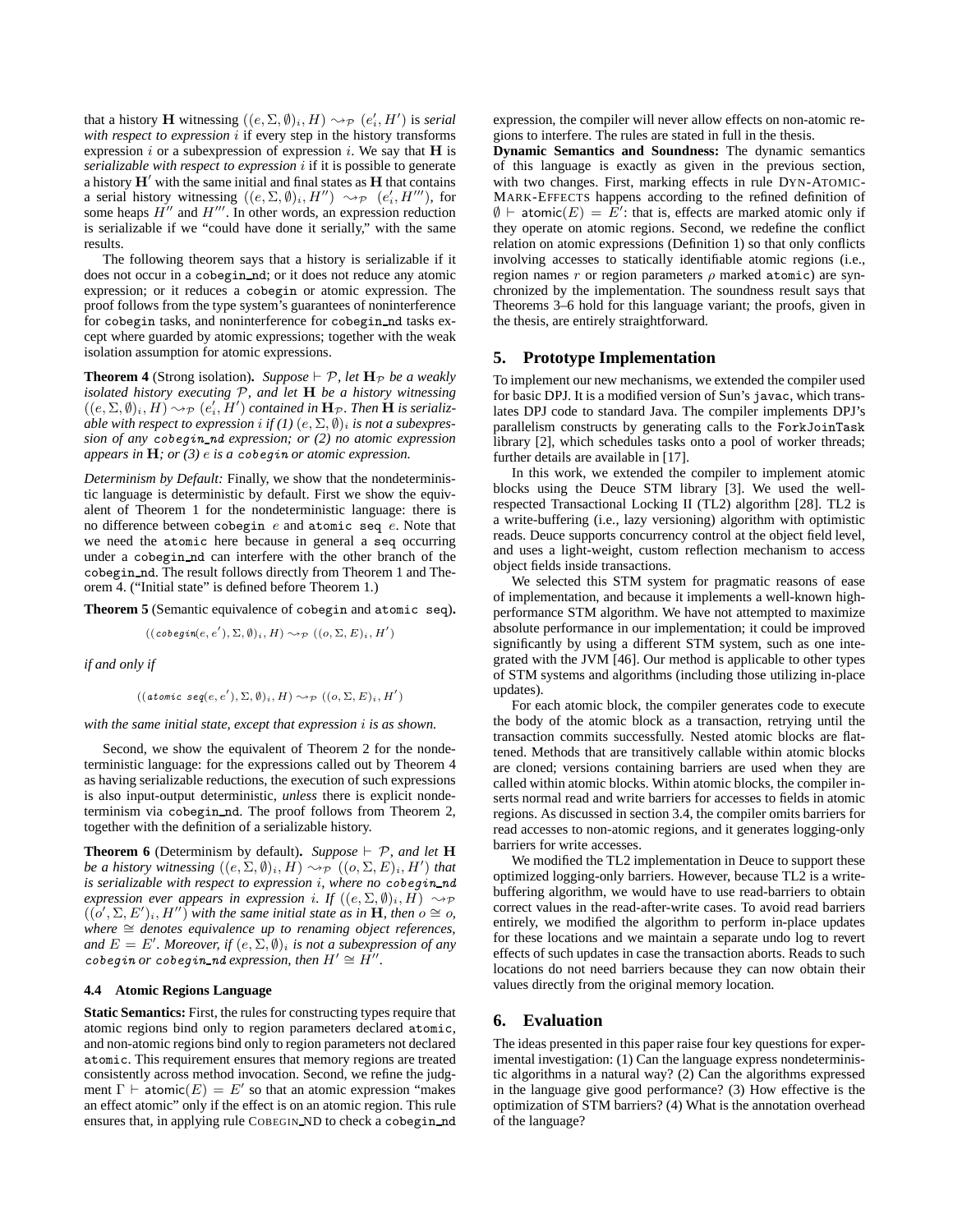that a history $\mathbf{H}$ witnessing $((e, \Sigma, \emptyset)_i, H) \rightsquigarrow_{\mathcal{P}} (e'_i, H')$ is *serial with respect to expression* $i$ if every step in the history transforms expression $i$ or a subexpression of expression $i$. We say that $\mathbf{H}$ is *serializable with respect to expression* $i$ if it is possible to generate a history $\mathbf{H}'$ with the same initial and final states as $\mathbf{H}$ that contains a serial history witnessing $((e, \Sigma, \emptyset)_i, H'') \rightsquigarrow_{\mathcal{P}} (e'_i, H''')$, for some heaps $H''$ and $H'''$. In other words, an expression reduction is serializable if we "could have done it serially," with the same results.

The following theorem says that a history is serializable if it does not occur in a cobegin_nd; or it does not reduce any atomic expression; or it reduces a cobegin or atomic expression. The proof follows from the type system's guarantees of noninterference for cobegin tasks, and noninterference for cobegin_nd tasks except where guarded by atomic expressions; together with the weak isolation assumption for atomic expressions.

**Theorem 4** (Strong isolation). *Suppose $\vdash \mathcal{P}$, let $\mathbf{H}_{\mathcal{P}}$ be a weakly isolated history executing $\mathcal{P}$, and let $\mathbf{H}$ be a history witnessing $((e, \Sigma, \emptyset)_i, H) \rightsquigarrow_{\mathcal{P}} (e'_i, H')$ contained in $\mathbf{H}_{\mathcal{P}}$. Then $\mathbf{H}$ is serializable with respect to expression $i$ if (1) $(e, \Sigma, \emptyset)_i$ is not a subexpression of any cobegin_nd expression; or (2) no atomic expression appears in $\mathbf{H}$; or (3) $e$ is a cobegin or atomic expression.*

*Determinism by Default:* Finally, we show that the nondeterministic language is deterministic by default. First we show the equivalent of Theorem 1 for the nondeterministic language: there is no difference between cobegin $e$ and atomic seq $e$. Note that we need the atomic here because in general a seq occurring under a cobegin_nd can interfere with the other branch of the cobegin_nd. The result follows directly from Theorem 1 and Theorem 4. ("Initial state" is defined before Theorem 1.)

**Theorem 5** (Semantic equivalence of cobegin and atomic seq).

$$((\mathit{cobegin}(e, e'), \Sigma, \emptyset)_i, H) \rightsquigarrow_{\mathcal{P}} ((o, \Sigma, E)_i, H')$$

*if and only if*

$$((\mathit{atomic\ seq}(e, e'), \Sigma, \emptyset)_i, H) \rightsquigarrow_{\mathcal{P}} ((o, \Sigma, E)_i, H')$$

*with the same initial state, except that expression $i$ is as shown.*

Second, we show the equivalent of Theorem 2 for the nondeterministic language: for the expressions called out by Theorem 4 as having serializable reductions, the execution of such expressions is also input-output deterministic, *unless* there is explicit nondeterminism via cobegin_nd. The proof follows from Theorem 2, together with the definition of a serializable history.

**Theorem 6** (Determinism by default). *Suppose $\vdash \mathcal{P}$, and let $\mathbf{H}$ be a history witnessing $((e, \Sigma, \emptyset)_i, H) \rightsquigarrow_{\mathcal{P}} ((o, \Sigma, E)_i, H')$ that is serializable with respect to expression $i$, where no cobegin_nd expression ever appears in expression $i$. If $((e, \Sigma, \emptyset)_i, H) \rightsquigarrow_{\mathcal{P}} ((o', \Sigma, E')_i, H'')$ with the same initial state as in $\mathbf{H}$, then $o \cong o$, where $\cong$ denotes equivalence up to renaming object references, and $E = E'$. Moreover, if $(e, \Sigma, \emptyset)_i$ is not a subexpression of any cobegin or cobegin_nd expression, then $H' \cong H''$.*

### 4.4 Atomic Regions Language

**Static Semantics:** First, the rules for constructing types require that atomic regions bind only to region parameters declared atomic, and non-atomic regions bind only to region parameters not declared atomic. This requirement ensures that memory regions are treated consistently across method invocation. Second, we refine the judgment $\Gamma \vdash \mathsf{atomic}(E) = E'$ so that an atomic expression "makes an effect atomic" only if the effect is on an atomic region. This rule ensures that, in applying rule COBEGIN_ND to check a cobegin_nd expression, the compiler will never allow effects on non-atomic regions to interfere. The rules are stated in full in the thesis.

**Dynamic Semantics and Soundness:** The dynamic semantics of this language is exactly as given in the previous section, with two changes. First, marking effects in rule DYN-ATOMIC-MARK-EFFECTS happens according to the refined definition of $\emptyset \vdash \mathsf{atomic}(E) = E'$: that is, effects are marked atomic only if they operate on atomic regions. Second, we redefine the conflict relation on atomic expressions (Definition 1) so that only conflicts involving accesses to statically identifiable atomic regions (i.e., region names $r$ or region parameters $\rho$ marked atomic) are synchronized by the implementation. The soundness result says that Theorems 3–6 hold for this language variant; the proofs, given in the thesis, are entirely straightforward.

## 5. Prototype Implementation

To implement our new mechanisms, we extended the compiler used for basic DPJ. It is a modified version of Sun's javac, which translates DPJ code to standard Java. The compiler implements DPJ's parallelism constructs by generating calls to the ForkJoinTask library [2], which schedules tasks onto a pool of worker threads; further details are available in [17].

In this work, we extended the compiler to implement atomic blocks using the Deuce STM library [3]. We used the well-respected Transactional Locking II (TL2) algorithm [28]. TL2 is a write-buffering (i.e., lazy versioning) algorithm with optimistic reads. Deuce supports concurrency control at the object field level, and uses a light-weight, custom reflection mechanism to access object fields inside transactions.

We selected this STM system for pragmatic reasons of ease of implementation, and because it implements a well-known high-performance STM algorithm. We have not attempted to maximize absolute performance in our implementation; it could be improved significantly by using a different STM system, such as one integrated with the JVM [46]. Our method is applicable to other types of STM systems and algorithms (including those utilizing in-place updates).

For each atomic block, the compiler generates code to execute the body of the atomic block as a transaction, retrying until the transaction commits successfully. Nested atomic blocks are flattened. Methods that are transitively callable within atomic blocks are cloned; versions containing barriers are used when they are called within atomic blocks. Within atomic blocks, the compiler inserts normal read and write barriers for accesses to fields in atomic regions. As discussed in section 3.4, the compiler omits barriers for read accesses to non-atomic regions, and it generates logging-only barriers for write accesses.

We modified the TL2 implementation in Deuce to support these optimized logging-only barriers. However, because TL2 is a write-buffering algorithm, we would have to use read-barriers to obtain correct values in the read-after-write cases. To avoid read barriers entirely, we modified the algorithm to perform in-place updates for these locations and we maintain a separate undo log to revert effects of such updates in case the transaction aborts. Reads to such locations do not need barriers because they can now obtain their values directly from the original memory location.

## 6. Evaluation

The ideas presented in this paper raise four key questions for experimental investigation: (1) Can the language express nondeterministic algorithms in a natural way? (2) Can the algorithms expressed in the language give good performance? (3) How effective is the optimization of STM barriers? (4) What is the annotation overhead of the language?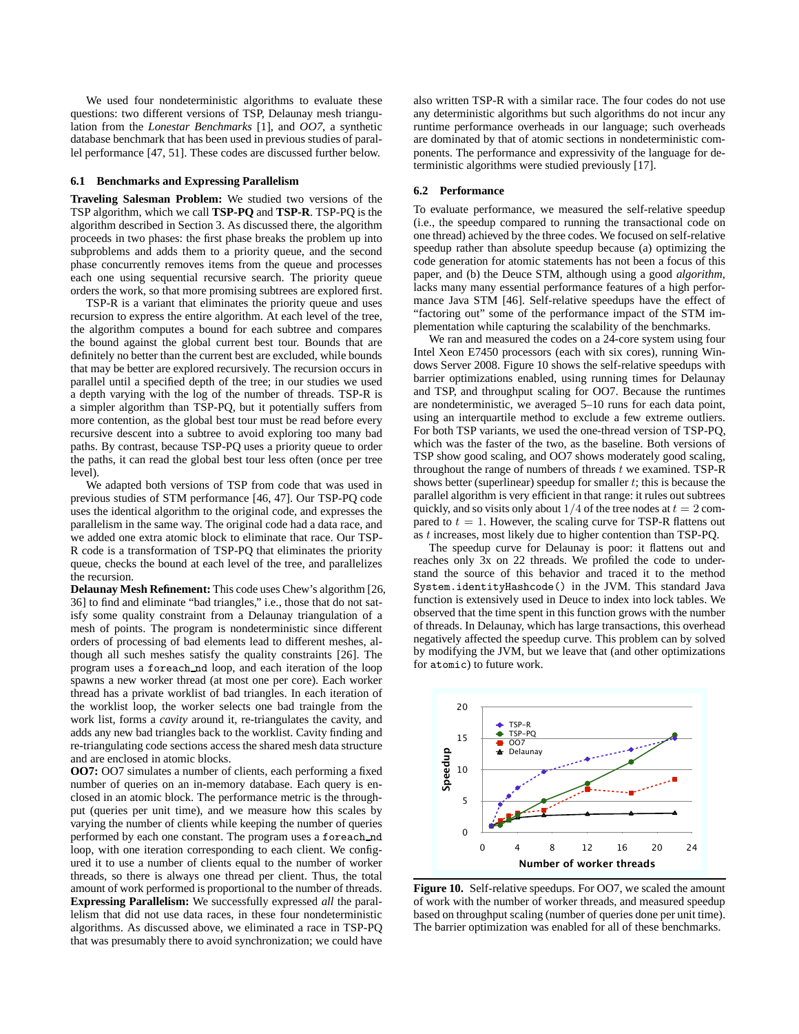We used four nondeterministic algorithms to evaluate these questions: two different versions of TSP, Delaunay mesh triangulation from the *Lonestar Benchmarks* [1], and *OO7*, a synthetic database benchmark that has been used in previous studies of parallel performance [47, 51]. These codes are discussed further below.

### 6.1 Benchmarks and Expressing Parallelism

**Traveling Salesman Problem:** We studied two versions of the TSP algorithm, which we call **TSP-PQ** and **TSP-R**. TSP-PQ is the algorithm described in Section 3. As discussed there, the algorithm proceeds in two phases: the first phase breaks the problem up into subproblems and adds them to a priority queue, and the second phase concurrently removes items from the queue and processes each one using sequential recursive search. The priority queue orders the work, so that more promising subtrees are explored first.

TSP-R is a variant that eliminates the priority queue and uses recursion to express the entire algorithm. At each level of the tree, the algorithm computes a bound for each subtree and compares the bound against the global current best tour. Bounds that are definitely no better than the current best are excluded, while bounds that may be better are explored recursively. The recursion occurs in parallel until a specified depth of the tree; in our studies we used a depth varying with the log of the number of threads. TSP-R is a simpler algorithm than TSP-PQ, but it potentially suffers from more contention, as the global best tour must be read before every recursive descent into a subtree to avoid exploring too many bad paths. By contrast, because TSP-PQ uses a priority queue to order the paths, it can read the global best tour less often (once per tree level).

We adapted both versions of TSP from code that was used in previous studies of STM performance [46, 47]. Our TSP-PQ code uses the identical algorithm to the original code, and expresses the parallelism in the same way. The original code had a data race, and we added one extra atomic block to eliminate that race. Our TSP-R code is a transformation of TSP-PQ that eliminates the priority queue, checks the bound at each level of the tree, and parallelizes the recursion.

**Delaunay Mesh Refinement:** This code uses Chew's algorithm [26, 36] to find and eliminate "bad triangles," i.e., those that do not satisfy some quality constraint from a Delaunay triangulation of a mesh of points. The program is nondeterministic since different orders of processing of bad elements lead to different meshes, although all such meshes satisfy the quality constraints [26]. The program uses a `foreach_nd` loop, and each iteration of the loop spawns a new worker thread (at most one per core). Each worker thread has a private worklist of bad triangles. In each iteration of the worklist loop, the worker selects one bad traingle from the work list, forms a *cavity* around it, re-triangulates the cavity, and adds any new bad triangles back to the worklist. Cavity finding and re-triangulating code sections access the shared mesh data structure and are enclosed in atomic blocks.

**OO7:** OO7 simulates a number of clients, each performing a fixed number of queries on an in-memory database. Each query is enclosed in an atomic block. The performance metric is the throughput (queries per unit time), and we measure how this scales by varying the number of clients while keeping the number of queries performed by each one constant. The program uses a `foreach_nd` loop, with one iteration corresponding to each client. We configured it to use a number of clients equal to the number of worker threads, so there is always one thread per client. Thus, the total amount of work performed is proportional to the number of threads.

**Expressing Parallelism:** We successfully expressed *all* the parallelism that did not use data races, in these four nondeterministic algorithms. As discussed above, we eliminated a race in TSP-PQ that was presumably there to avoid synchronization; we could have also written TSP-R with a similar race. The four codes do not use any deterministic algorithms but such algorithms do not incur any runtime performance overheads in our language; such overheads are dominated by that of atomic sections in nondeterministic components. The performance and expressivity of the language for deterministic algorithms were studied previously [17].

### 6.2 Performance

To evaluate performance, we measured the self-relative speedup (i.e., the speedup compared to running the transactional code on one thread) achieved by the three codes. We focused on self-relative speedup rather than absolute speedup because (a) optimizing the code generation for atomic statements has not been a focus of this paper, and (b) the Deuce STM, although using a good *algorithm*, lacks many many essential performance features of a high performance Java STM [46]. Self-relative speedups have the effect of "factoring out" some of the performance impact of the STM implementation while capturing the scalability of the benchmarks.

We ran and measured the codes on a 24-core system using four Intel Xeon E7450 processors (each with six cores), running Windows Server 2008. Figure 10 shows the self-relative speedups with barrier optimizations enabled, using running times for Delaunay and TSP, and throughput scaling for OO7. Because the runtimes are nondeterministic, we averaged 5–10 runs for each data point, using an interquartile method to exclude a few extreme outliers. For both TSP variants, we used the one-thread version of TSP-PQ, which was the faster of the two, as the baseline. Both versions of TSP show good scaling, and OO7 shows moderately good scaling, throughout the range of numbers of threads $t$ we examined. TSP-R shows better (superlinear) speedup for smaller $t$; this is because the parallel algorithm is very efficient in that range: it rules out subtrees quickly, and so visits only about $1/4$ of the tree nodes at $t = 2$ compared to $t = 1$. However, the scaling curve for TSP-R flattens out as $t$ increases, most likely due to higher contention than TSP-PQ.

The speedup curve for Delaunay is poor: it flattens out and reaches only 3x on 22 threads. We profiled the code to understand the source of this behavior and traced it to the method `System.identityHashcode()` in the JVM. This standard Java function is extensively used in Deuce to index into lock tables. We observed that the time spent in this function grows with the number of threads. In Delaunay, which has large transactions, this overhead negatively affected the speedup curve. This problem can by solved by modifying the JVM, but we leave that (and other optimizations for `atomic`) to future work.

Speedup
20
15
10
5
0
0 4 8 12 16 20 24
Number of worker threads
TSP-R
TSP-PQ
OO7
Delaunay

**Figure 10.** Self-relative speedups. For OO7, we scaled the amount of work with the number of worker threads, and measured speedup based on throughput scaling (number of queries done per unit time). The barrier optimization was enabled for all of these benchmarks.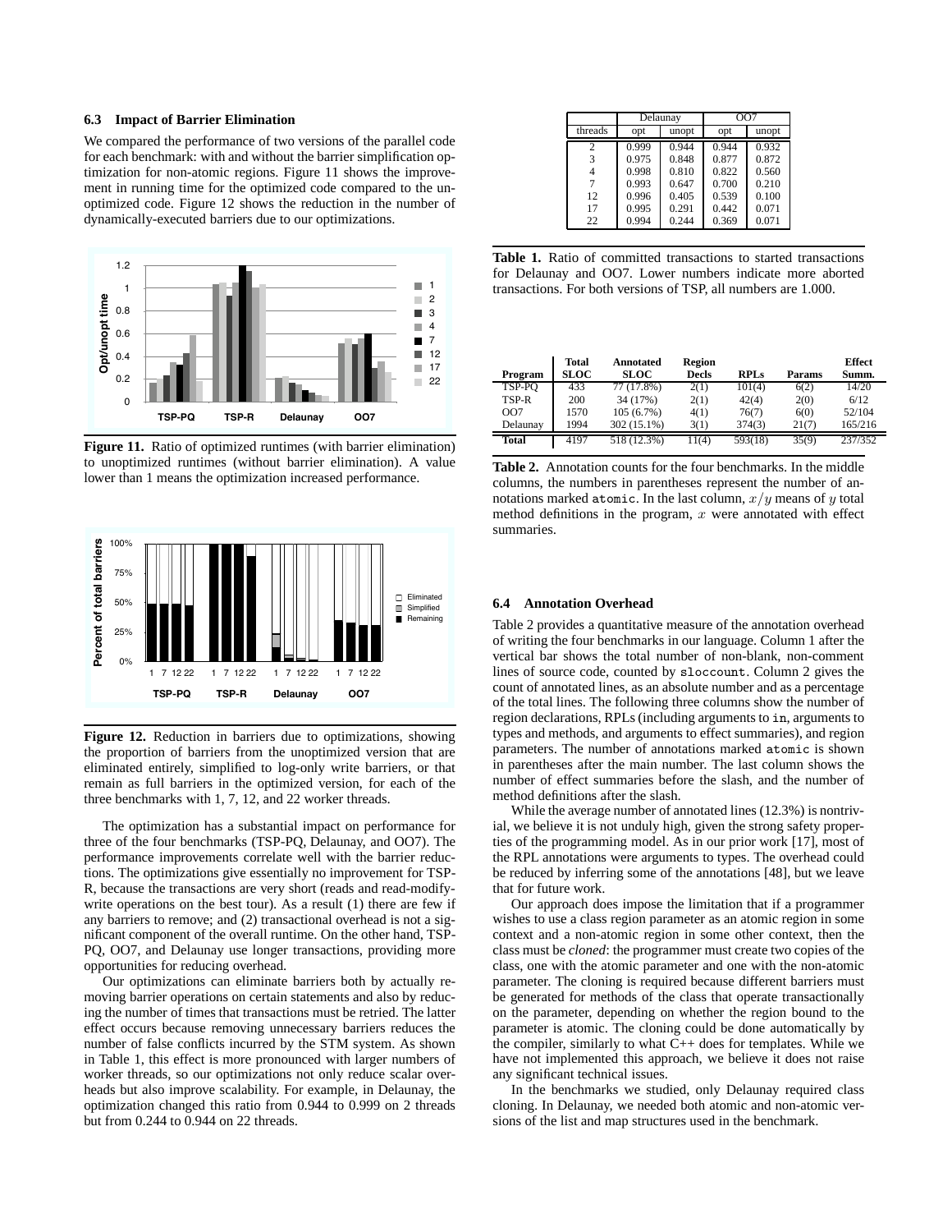### 6.3 Impact of Barrier Elimination

We compared the performance of two versions of the parallel code for each benchmark: with and without the barrier simplification optimization for non-atomic regions. Figure 11 shows the improvement in running time for the optimized code compared to the unoptimized code. Figure 12 shows the reduction in the number of dynamically-executed barriers due to our optimizations.

Opt/unopt time

1.2
1
0.8
0.6
0.4
0.2
0

TSP-PQ
TSP-R
Delaunay
OO7

1
2
3
4
7
12
17
22

**Figure 11.** Ratio of optimized runtimes (with barrier elimination) to unoptimized runtimes (without barrier elimination). A value lower than 1 means the optimization increased performance.

Percent of total barriers

100%
75%
50%
25%
0%

1 7 12 22
1 7 12 22
1 7 12 22
1 7 12 22

TSP-PQ
TSP-R
Delaunay
OO7

Eliminated
Simplified
Remaining

**Figure 12.** Reduction in barriers due to optimizations, showing the proportion of barriers from the unoptimized version that are eliminated entirely, simplified to log-only write barriers, or that remain as full barriers in the optimized version, for each of the three benchmarks with 1, 7, 12, and 22 worker threads.

The optimization has a substantial impact on performance for three of the four benchmarks (TSP-PQ, Delaunay, and OO7). The performance improvements correlate well with the barrier reductions. The optimizations give essentially no improvement for TSP-R, because the transactions are very short (reads and read-modify-write operations on the best tour). As a result (1) there are few if any barriers to remove; and (2) transactional overhead is not a significant component of the overall runtime. On the other hand, TSP-PQ, OO7, and Delaunay use longer transactions, providing more opportunities for reducing overhead.

Our optimizations can eliminate barriers both by actually removing barrier operations on certain statements and also by reducing the number of times that transactions must be retried. The latter effect occurs because removing unnecessary barriers reduces the number of false conflicts incurred by the STM system. As shown in Table 1, this effect is more pronounced with larger numbers of worker threads, so our optimizations not only reduce scalar overheads but also improve scalability. For example, in Delaunay, the optimization changed this ratio from 0.944 to 0.999 on 2 threads but from 0.244 to 0.944 on 22 threads.

| | Delaunay | | OO7 | |
|---|---|---|---|---|
| threads | opt | unopt | opt | unopt |
| 2 | 0.999 | 0.944 | 0.944 | 0.932 |
| 3 | 0.975 | 0.848 | 0.877 | 0.872 |
| 4 | 0.998 | 0.810 | 0.822 | 0.560 |
| 7 | 0.993 | 0.647 | 0.700 | 0.210 |
| 12 | 0.996 | 0.405 | 0.539 | 0.100 |
| 17 | 0.995 | 0.291 | 0.442 | 0.071 |
| 22 | 0.994 | 0.244 | 0.369 | 0.071 |

**Table 1.** Ratio of committed transactions to started transactions for Delaunay and OO7. Lower numbers indicate more aborted transactions. For both versions of TSP, all numbers are 1.000.

| Program | Total SLOC | Annotated SLOC | Region Decls | RPLs | Params | Effect Summ. |
|---|---|---|---|---|---|---|
| TSP-PQ | 433 | 77 (17.8%) | 2(1) | 101(4) | 6(2) | 14/20 |
| TSP-R | 200 | 34 (17%) | 2(1) | 42(4) | 2(0) | 6/12 |
| OO7 | 1570 | 105 (6.7%) | 4(1) | 76(7) | 6(0) | 52/104 |
| Delaunay | 1994 | 302 (15.1%) | 3(1) | 374(3) | 21(7) | 165/216 |
| Total | 4197 | 518 (12.3%) | 11(4) | 593(18) | 35(9) | 237/352 |

**Table 2.** Annotation counts for the four benchmarks. In the middle columns, the numbers in parentheses represent the number of annotations marked `atomic`. In the last column, $x/y$ means of $y$ total method definitions in the program, $x$ were annotated with effect summaries.

### 6.4 Annotation Overhead

Table 2 provides a quantitative measure of the annotation overhead of writing the four benchmarks in our language. Column 1 after the vertical bar shows the total number of non-blank, non-comment lines of source code, counted by `sloccount`. Column 2 gives the count of annotated lines, as an absolute number and as a percentage of the total lines. The following three columns show the number of region declarations, RPLs (including arguments to `in`, arguments to types and methods, and arguments to effect summaries), and region parameters. The number of annotations marked `atomic` is shown in parentheses after the main number. The last column shows the number of effect summaries before the slash, and the number of method definitions after the slash.

While the average number of annotated lines (12.3%) is nontrivial, we believe it is not unduly high, given the strong safety properties of the programming model. As in our prior work [17], most of the RPL annotations were arguments to types. The overhead could be reduced by inferring some of the annotations [48], but we leave that for future work.

Our approach does impose the limitation that if a programmer wishes to use a class region parameter as an atomic region in some context and a non-atomic region in some other context, then the class must be *cloned*: the programmer must create two copies of the class, one with the atomic parameter and one with the non-atomic parameter. The cloning is required because different barriers must be generated for methods of the class that operate transactionally on the parameter, depending on whether the region bound to the parameter is atomic. The cloning could be done automatically by the compiler, similarly to what C++ does for templates. While we have not implemented this approach, we believe it does not raise any significant technical issues.

In the benchmarks we studied, only Delaunay required class cloning. In Delaunay, we needed both atomic and non-atomic versions of the list and map structures used in the benchmark.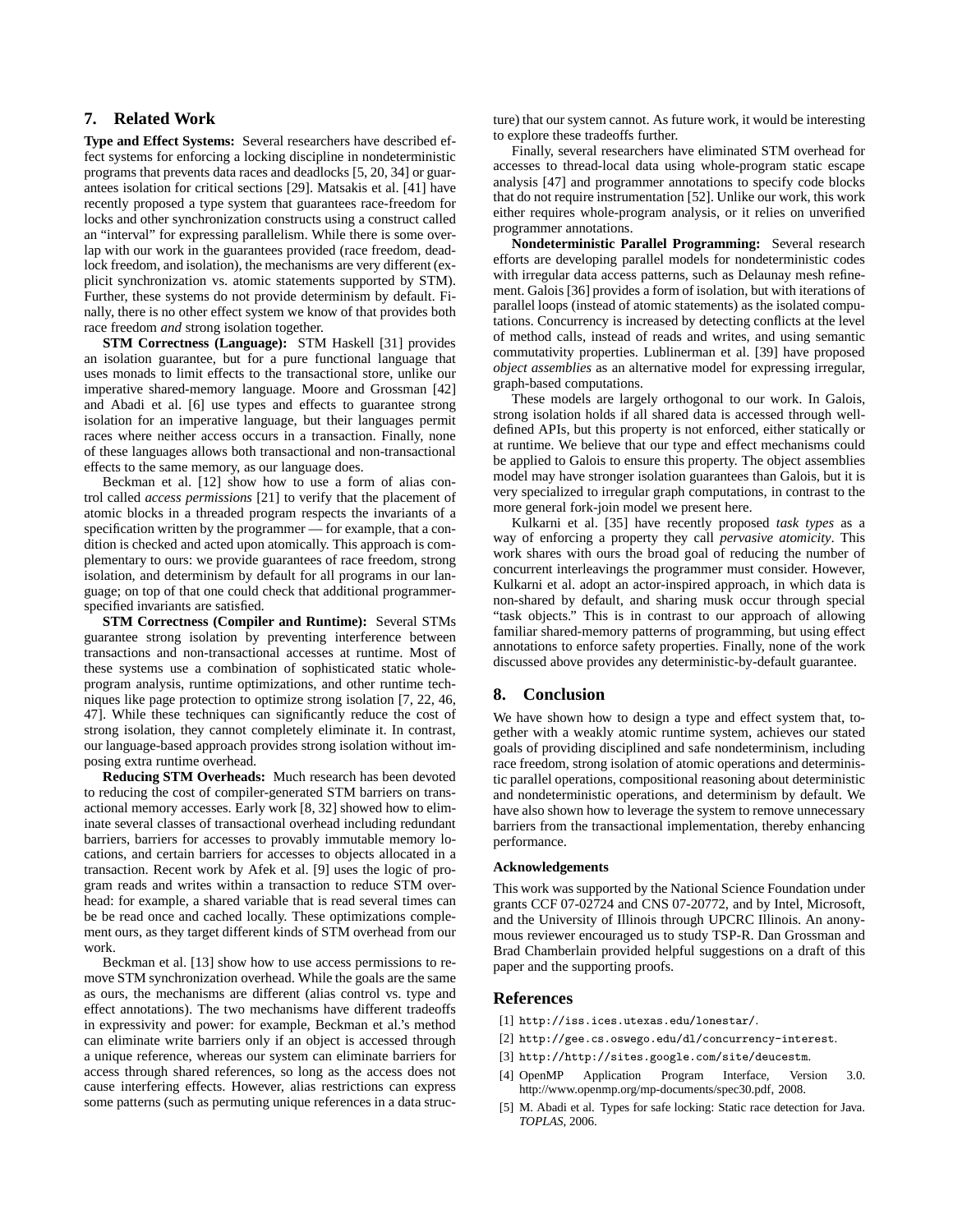## 7. Related Work

**Type and Effect Systems:** Several researchers have described effect systems for enforcing a locking discipline in nondeterministic programs that prevents data races and deadlocks [5, 20, 34] or guarantees isolation for critical sections [29]. Matsakis et al. [41] have recently proposed a type system that guarantees race-freedom for locks and other synchronization constructs using a construct called an "interval" for expressing parallelism. While there is some overlap with our work in the guarantees provided (race freedom, deadlock freedom, and isolation), the mechanisms are very different (explicit synchronization vs. atomic statements supported by STM). Further, these systems do not provide determinism by default. Finally, there is no other effect system we know of that provides both race freedom *and* strong isolation together.

**STM Correctness (Language):** STM Haskell [31] provides an isolation guarantee, but for a pure functional language that uses monads to limit effects to the transactional store, unlike our imperative shared-memory language. Moore and Grossman [42] and Abadi et al. [6] use types and effects to guarantee strong isolation for an imperative language, but their languages permit races where neither access occurs in a transaction. Finally, none of these languages allows both transactional and non-transactional effects to the same memory, as our language does.

Beckman et al. [12] show how to use a form of alias control called *access permissions* [21] to verify that the placement of atomic blocks in a threaded program respects the invariants of a specification written by the programmer — for example, that a condition is checked and acted upon atomically. This approach is complementary to ours: we provide guarantees of race freedom, strong isolation, and determinism by default for all programs in our language; on top of that one could check that additional programmer-specified invariants are satisfied.

**STM Correctness (Compiler and Runtime):** Several STMs guarantee strong isolation by preventing interference between transactions and non-transactional accesses at runtime. Most of these systems use a combination of sophisticated static whole-program analysis, runtime optimizations, and other runtime techniques like page protection to optimize strong isolation [7, 22, 46, 47]. While these techniques can significantly reduce the cost of strong isolation, they cannot completely eliminate it. In contrast, our language-based approach provides strong isolation without imposing extra runtime overhead.

**Reducing STM Overheads:** Much research has been devoted to reducing the cost of compiler-generated STM barriers on transactional memory accesses. Early work [8, 32] showed how to eliminate several classes of transactional overhead including redundant barriers, barriers for accesses to provably immutable memory locations, and certain barriers for accesses to objects allocated in a transaction. Recent work by Afek et al. [9] uses the logic of program reads and writes within a transaction to reduce STM overhead: for example, a shared variable that is read several times can be be read once and cached locally. These optimizations complement ours, as they target different kinds of STM overhead from our work.

Beckman et al. [13] show how to use access permissions to remove STM synchronization overhead. While the goals are the same as ours, the mechanisms are different (alias control vs. type and effect annotations). The two mechanisms have different tradeoffs in expressivity and power: for example, Beckman et al.'s method can eliminate write barriers only if an object is accessed through a unique reference, whereas our system can eliminate barriers for access through shared references, so long as the access does not cause interfering effects. However, alias restrictions can express some patterns (such as permuting unique references in a data structure) that our system cannot. As future work, it would be interesting to explore these tradeoffs further.

Finally, several researchers have eliminated STM overhead for accesses to thread-local data using whole-program static escape analysis [47] and programmer annotations to specify code blocks that do not require instrumentation [52]. Unlike our work, this work either requires whole-program analysis, or it relies on unverified programmer annotations.

**Nondeterministic Parallel Programming:** Several research efforts are developing parallel models for nondeterministic codes with irregular data access patterns, such as Delaunay mesh refinement. Galois [36] provides a form of isolation, but with iterations of parallel loops (instead of atomic statements) as the isolated computations. Concurrency is increased by detecting conflicts at the level of method calls, instead of reads and writes, and using semantic commutativity properties. Lublinerman et al. [39] have proposed *object assemblies* as an alternative model for expressing irregular, graph-based computations.

These models are largely orthogonal to our work. In Galois, strong isolation holds if all shared data is accessed through well-defined APIs, but this property is not enforced, either statically or at runtime. We believe that our type and effect mechanisms could be applied to Galois to ensure this property. The object assemblies model may have stronger isolation guarantees than Galois, but it is very specialized to irregular graph computations, in contrast to the more general fork-join model we present here.

Kulkarni et al. [35] have recently proposed *task types* as a way of enforcing a property they call *pervasive atomicity*. This work shares with ours the broad goal of reducing the number of concurrent interleavings the programmer must consider. However, Kulkarni et al. adopt an actor-inspired approach, in which data is non-shared by default, and sharing musk occur through special "task objects." This is in contrast to our approach of allowing familiar shared-memory patterns of programming, but using effect annotations to enforce safety properties. Finally, none of the work discussed above provides any deterministic-by-default guarantee.

## 8. Conclusion

We have shown how to design a type and effect system that, together with a weakly atomic runtime system, achieves our stated goals of providing disciplined and safe nondeterminism, including race freedom, strong isolation of atomic operations and deterministic parallel operations, compositional reasoning about deterministic and nondeterministic operations, and determinism by default. We have also shown how to leverage the system to remove unnecessary barriers from the transactional implementation, thereby enhancing performance.

### Acknowledgements

This work was supported by the National Science Foundation under grants CCF 07-02724 and CNS 07-20772, and by Intel, Microsoft, and the University of Illinois through UPCRC Illinois. An anonymous reviewer encouraged us to study TSP-R. Dan Grossman and Brad Chamberlain provided helpful suggestions on a draft of this paper and the supporting proofs.

## References

[1] http://iss.ices.utexas.edu/lonestar/.

[2] http://gee.cs.oswego.edu/dl/concurrency-interest.

[3] http://http://sites.google.com/site/deucestm.

[4] OpenMP Application Program Interface, Version 3.0. http://www.openmp.org/mp-documents/spec30.pdf, 2008.

[5] M. Abadi et al. Types for safe locking: Static race detection for Java. *TOPLAS*, 2006.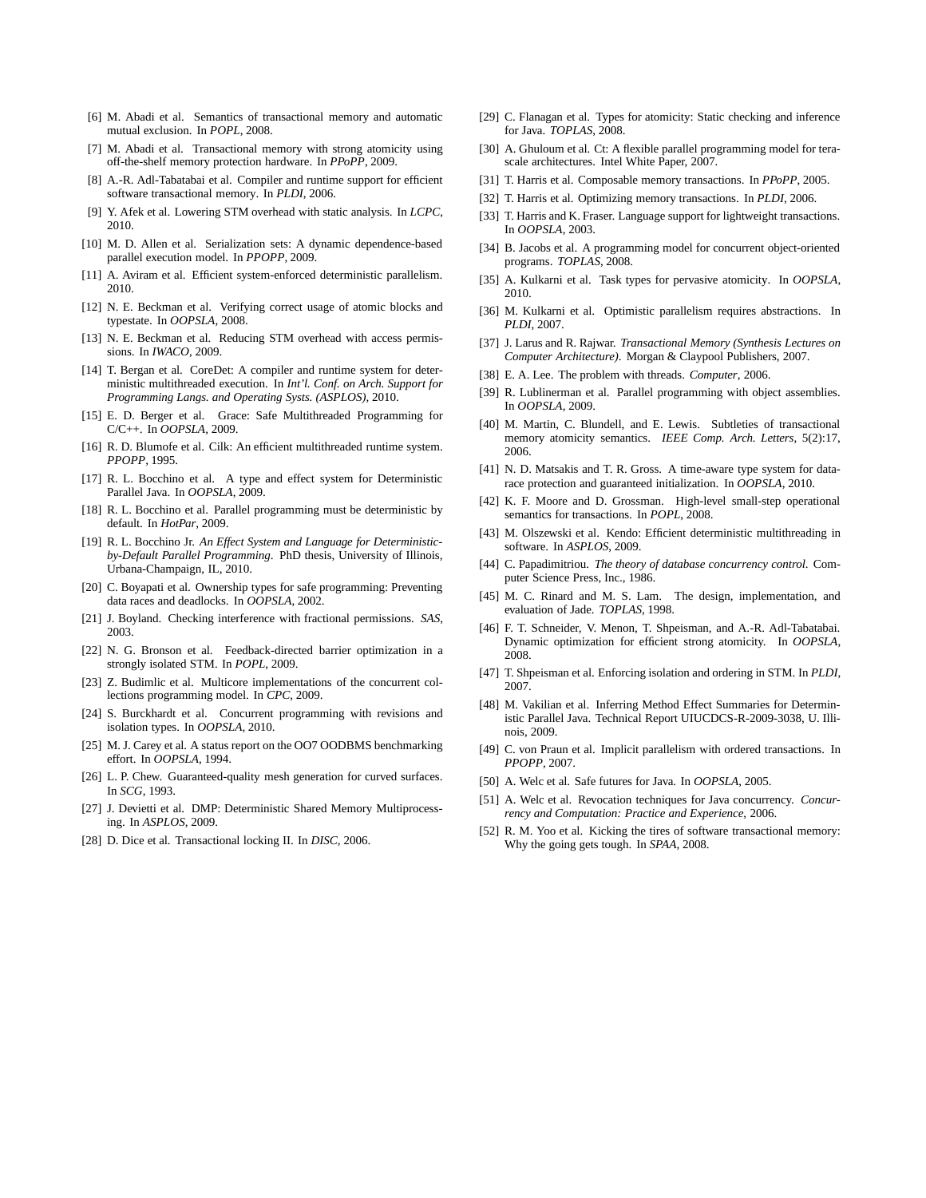[6] M. Abadi et al. Semantics of transactional memory and automatic mutual exclusion. In *POPL*, 2008.

[7] M. Abadi et al. Transactional memory with strong atomicity using off-the-shelf memory protection hardware. In *PPoPP*, 2009.

[8] A.-R. Adl-Tabatabai et al. Compiler and runtime support for efficient software transactional memory. In *PLDI*, 2006.

[9] Y. Afek et al. Lowering STM overhead with static analysis. In *LCPC*, 2010.

[10] M. D. Allen et al. Serialization sets: A dynamic dependence-based parallel execution model. In *PPOPP*, 2009.

[11] A. Aviram et al. Efficient system-enforced deterministic parallelism. 2010.

[12] N. E. Beckman et al. Verifying correct usage of atomic blocks and typestate. In *OOPSLA*, 2008.

[13] N. E. Beckman et al. Reducing STM overhead with access permissions. In *IWACO*, 2009.

[14] T. Bergan et al. CoreDet: A compiler and runtime system for deterministic multithreaded execution. In *Int'l. Conf. on Arch. Support for Programming Langs. and Operating Systs. (ASPLOS)*, 2010.

[15] E. D. Berger et al. Grace: Safe Multithreaded Programming for C/C++. In *OOPSLA*, 2009.

[16] R. D. Blumofe et al. Cilk: An efficient multithreaded runtime system. *PPOPP*, 1995.

[17] R. L. Bocchino et al. A type and effect system for Deterministic Parallel Java. In *OOPSLA*, 2009.

[18] R. L. Bocchino et al. Parallel programming must be deterministic by default. In *HotPar*, 2009.

[19] R. L. Bocchino Jr. *An Effect System and Language for Deterministic-by-Default Parallel Programming*. PhD thesis, University of Illinois, Urbana-Champaign, IL, 2010.

[20] C. Boyapati et al. Ownership types for safe programming: Preventing data races and deadlocks. In *OOPSLA*, 2002.

[21] J. Boyland. Checking interference with fractional permissions. *SAS*, 2003.

[22] N. G. Bronson et al. Feedback-directed barrier optimization in a strongly isolated STM. In *POPL*, 2009.

[23] Z. Budimlic et al. Multicore implementations of the concurrent collections programming model. In *CPC*, 2009.

[24] S. Burckhardt et al. Concurrent programming with revisions and isolation types. In *OOPSLA*, 2010.

[25] M. J. Carey et al. A status report on the OO7 OODBMS benchmarking effort. In *OOPSLA*, 1994.

[26] L. P. Chew. Guaranteed-quality mesh generation for curved surfaces. In *SCG*, 1993.

[27] J. Devietti et al. DMP: Deterministic Shared Memory Multiprocessing. In *ASPLOS*, 2009.

[28] D. Dice et al. Transactional locking II. In *DISC*, 2006.

[29] C. Flanagan et al. Types for atomicity: Static checking and inference for Java. *TOPLAS*, 2008.

[30] A. Ghuloum et al. Ct: A flexible parallel programming model for tera-scale architectures. Intel White Paper, 2007.

[31] T. Harris et al. Composable memory transactions. In *PPoPP*, 2005.

[32] T. Harris et al. Optimizing memory transactions. In *PLDI*, 2006.

[33] T. Harris and K. Fraser. Language support for lightweight transactions. In *OOPSLA*, 2003.

[34] B. Jacobs et al. A programming model for concurrent object-oriented programs. *TOPLAS*, 2008.

[35] A. Kulkarni et al. Task types for pervasive atomicity. In *OOPSLA*, 2010.

[36] M. Kulkarni et al. Optimistic parallelism requires abstractions. In *PLDI*, 2007.

[37] J. Larus and R. Rajwar. *Transactional Memory (Synthesis Lectures on Computer Architecture)*. Morgan & Claypool Publishers, 2007.

[38] E. A. Lee. The problem with threads. *Computer*, 2006.

[39] R. Lublinerman et al. Parallel programming with object assemblies. In *OOPSLA*, 2009.

[40] M. Martin, C. Blundell, and E. Lewis. Subtleties of transactional memory atomicity semantics. *IEEE Comp. Arch. Letters*, 5(2):17, 2006.

[41] N. D. Matsakis and T. R. Gross. A time-aware type system for data-race protection and guaranteed initialization. In *OOPSLA*, 2010.

[42] K. F. Moore and D. Grossman. High-level small-step operational semantics for transactions. In *POPL*, 2008.

[43] M. Olszewski et al. Kendo: Efficient deterministic multithreading in software. In *ASPLOS*, 2009.

[44] C. Papadimitriou. *The theory of database concurrency control*. Computer Science Press, Inc., 1986.

[45] M. C. Rinard and M. S. Lam. The design, implementation, and evaluation of Jade. *TOPLAS*, 1998.

[46] F. T. Schneider, V. Menon, T. Shpeisman, and A.-R. Adl-Tabatabai. Dynamic optimization for efficient strong atomicity. In *OOPSLA*, 2008.

[47] T. Shpeisman et al. Enforcing isolation and ordering in STM. In *PLDI*, 2007.

[48] M. Vakilian et al. Inferring Method Effect Summaries for Deterministic Parallel Java. Technical Report UIUCDCS-R-2009-3038, U. Illinois, 2009.

[49] C. von Praun et al. Implicit parallelism with ordered transactions. In *PPOPP*, 2007.

[50] A. Welc et al. Safe futures for Java. In *OOPSLA*, 2005.

[51] A. Welc et al. Revocation techniques for Java concurrency. *Concurrency and Computation: Practice and Experience*, 2006.

[52] R. M. Yoo et al. Kicking the tires of software transactional memory: Why the going gets tough. In *SPAA*, 2008.